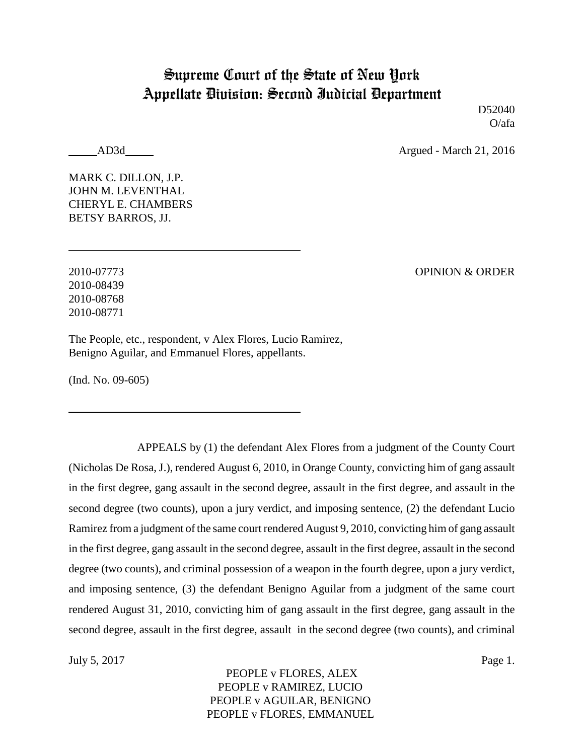# Supreme Court of the State of New York
# Appellate Division: Second Judicial Department

D52040
O/afa

_____AD3d_____ Argued - March 21, 2016

MARK C. DILLON, J.P.
JOHN M. LEVENTHAL
CHERYL E. CHAMBERS
BETSY BARROS, JJ.

---

2010-07773
2010-08439
2010-08768
2010-08771

OPINION & ORDER

The People, etc., respondent, v Alex Flores, Lucio Ramirez, Benigno Aguilar, and Emmanuel Flores, appellants.

(Ind. No. 09-605)

---

APPEALS by (1) the defendant Alex Flores from a judgment of the County Court (Nicholas De Rosa, J.), rendered August 6, 2010, in Orange County, convicting him of gang assault in the first degree, gang assault in the second degree, assault in the first degree, and assault in the second degree (two counts), upon a jury verdict, and imposing sentence, (2) the defendant Lucio Ramirez from a judgment of the same court rendered August 9, 2010, convicting him of gang assault in the first degree, gang assault in the second degree, assault in the first degree, assault in the second degree (two counts), and criminal possession of a weapon in the fourth degree, upon a jury verdict, and imposing sentence, (3) the defendant Benigno Aguilar from a judgment of the same court rendered August 31, 2010, convicting him of gang assault in the first degree, gang assault in the second degree, assault in the first degree, assault in the second degree (two counts), and criminal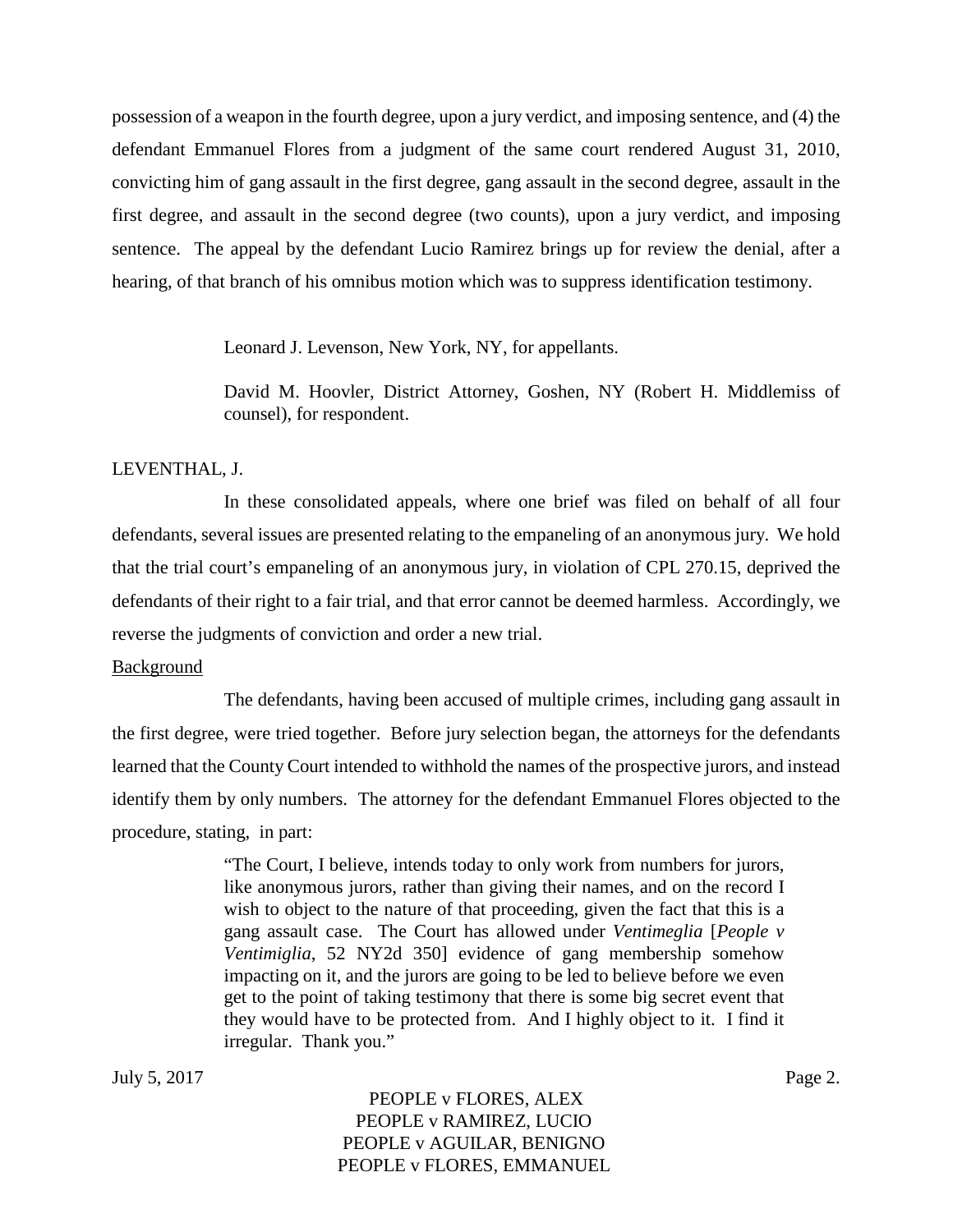possession of a weapon in the fourth degree, upon a jury verdict, and imposing sentence, and (4) the defendant Emmanuel Flores from a judgment of the same court rendered August 31, 2010, convicting him of gang assault in the first degree, gang assault in the second degree, assault in the first degree, and assault in the second degree (two counts), upon a jury verdict, and imposing sentence. The appeal by the defendant Lucio Ramirez brings up for review the denial, after a hearing, of that branch of his omnibus motion which was to suppress identification testimony.

Leonard J. Levenson, New York, NY, for appellants.

David M. Hoovler, District Attorney, Goshen, NY (Robert H. Middlemiss of counsel), for respondent.

LEVENTHAL, J.

In these consolidated appeals, where one brief was filed on behalf of all four defendants, several issues are presented relating to the empaneling of an anonymous jury. We hold that the trial court's empaneling of an anonymous jury, in violation of CPL 270.15, deprived the defendants of their right to a fair trial, and that error cannot be deemed harmless. Accordingly, we reverse the judgments of conviction and order a new trial.

<u>Background</u>

The defendants, having been accused of multiple crimes, including gang assault in the first degree, were tried together. Before jury selection began, the attorneys for the defendants learned that the County Court intended to withhold the names of the prospective jurors, and instead identify them by only numbers. The attorney for the defendant Emmanuel Flores objected to the procedure, stating, in part:

> "The Court, I believe, intends today to only work from numbers for jurors, like anonymous jurors, rather than giving their names, and on the record I wish to object to the nature of that proceeding, given the fact that this is a gang assault case. The Court has allowed under *Ventimeglia* [*People v Ventimiglia*, 52 NY2d 350] evidence of gang membership somehow impacting on it, and the jurors are going to be led to believe before we even get to the point of taking testimony that there is some big secret event that they would have to be protected from. And I highly object to it. I find it irregular. Thank you."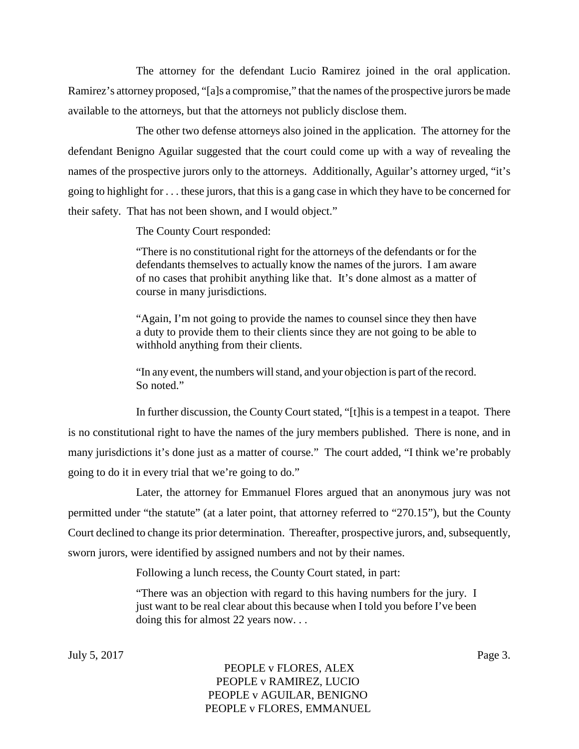The attorney for the defendant Lucio Ramirez joined in the oral application. Ramirez's attorney proposed, "[a]s a compromise," that the names of the prospective jurors be made available to the attorneys, but that the attorneys not publicly disclose them.

The other two defense attorneys also joined in the application. The attorney for the defendant Benigno Aguilar suggested that the court could come up with a way of revealing the names of the prospective jurors only to the attorneys. Additionally, Aguilar's attorney urged, "it's going to highlight for . . . these jurors, that this is a gang case in which they have to be concerned for their safety. That has not been shown, and I would object."

The County Court responded:

> "There is no constitutional right for the attorneys of the defendants or for the defendants themselves to actually know the names of the jurors. I am aware of no cases that prohibit anything like that. It's done almost as a matter of course in many jurisdictions.
>
> "Again, I'm not going to provide the names to counsel since they then have a duty to provide them to their clients since they are not going to be able to withhold anything from their clients.
>
> "In any event, the numbers will stand, and your objection is part of the record. So noted."

In further discussion, the County Court stated, "[t]his is a tempest in a teapot. There is no constitutional right to have the names of the jury members published. There is none, and in many jurisdictions it's done just as a matter of course." The court added, "I think we're probably going to do it in every trial that we're going to do."

Later, the attorney for Emmanuel Flores argued that an anonymous jury was not permitted under "the statute" (at a later point, that attorney referred to "270.15"), but the County Court declined to change its prior determination. Thereafter, prospective jurors, and, subsequently, sworn jurors, were identified by assigned numbers and not by their names.

Following a lunch recess, the County Court stated, in part:

> "There was an objection with regard to this having numbers for the jury. I just want to be real clear about this because when I told you before I've been doing this for almost 22 years now. . .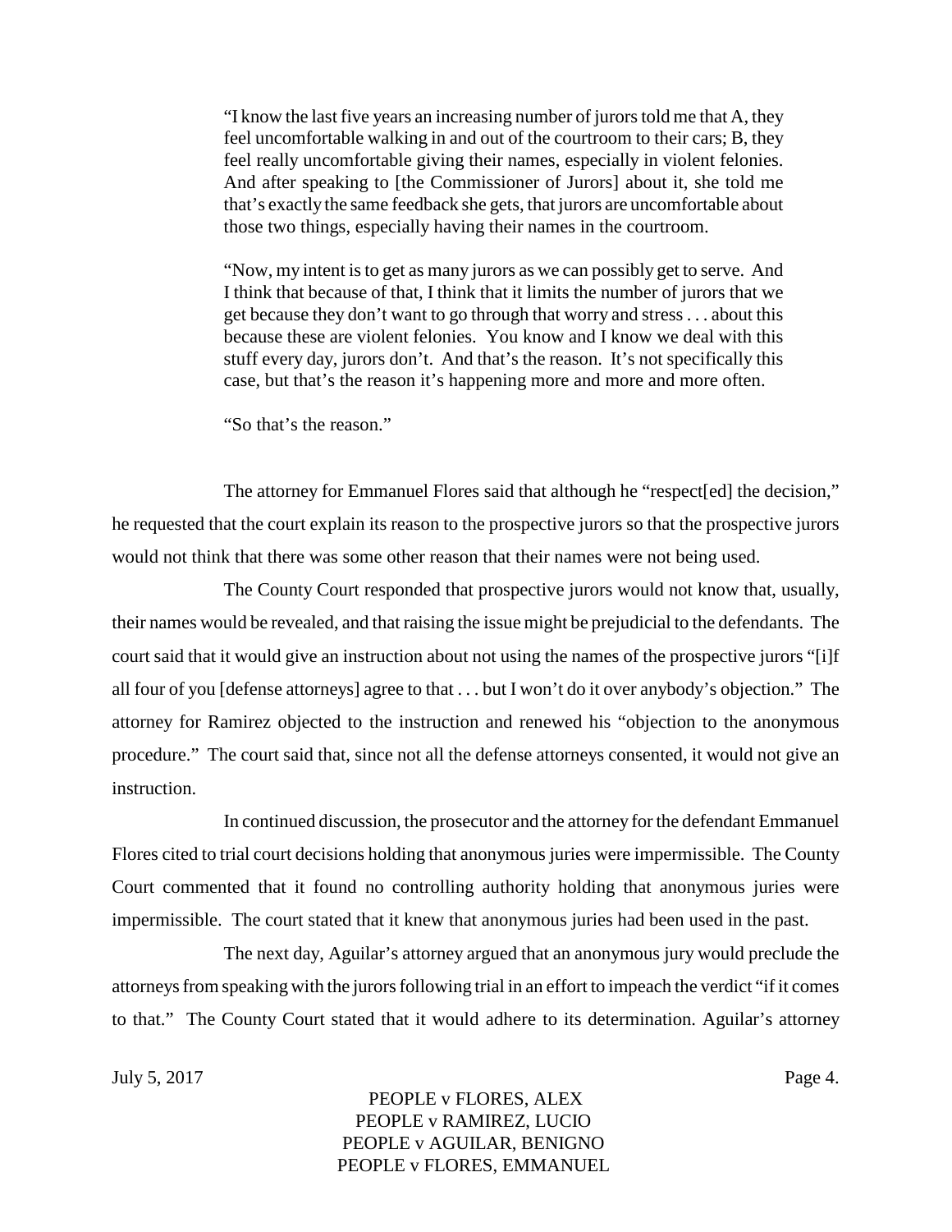> "I know the last five years an increasing number of jurors told me that A, they feel uncomfortable walking in and out of the courtroom to their cars; B, they feel really uncomfortable giving their names, especially in violent felonies. And after speaking to [the Commissioner of Jurors] about it, she told me that's exactly the same feedback she gets, that jurors are uncomfortable about those two things, especially having their names in the courtroom.
>
> "Now, my intent is to get as many jurors as we can possibly get to serve. And I think that because of that, I think that it limits the number of jurors that we get because they don't want to go through that worry and stress . . . about this because these are violent felonies. You know and I know we deal with this stuff every day, jurors don't. And that's the reason. It's not specifically this case, but that's the reason it's happening more and more and more often.
>
> "So that's the reason."

The attorney for Emmanuel Flores said that although he "respect[ed] the decision," he requested that the court explain its reason to the prospective jurors so that the prospective jurors would not think that there was some other reason that their names were not being used.

The County Court responded that prospective jurors would not know that, usually, their names would be revealed, and that raising the issue might be prejudicial to the defendants. The court said that it would give an instruction about not using the names of the prospective jurors "[i]f all four of you [defense attorneys] agree to that . . . but I won't do it over anybody's objection." The attorney for Ramirez objected to the instruction and renewed his "objection to the anonymous procedure." The court said that, since not all the defense attorneys consented, it would not give an instruction.

In continued discussion, the prosecutor and the attorney for the defendant Emmanuel Flores cited to trial court decisions holding that anonymous juries were impermissible. The County Court commented that it found no controlling authority holding that anonymous juries were impermissible. The court stated that it knew that anonymous juries had been used in the past.

The next day, Aguilar's attorney argued that an anonymous jury would preclude the attorneys from speaking with the jurors following trial in an effort to impeach the verdict "if it comes to that." The County Court stated that it would adhere to its determination. Aguilar's attorney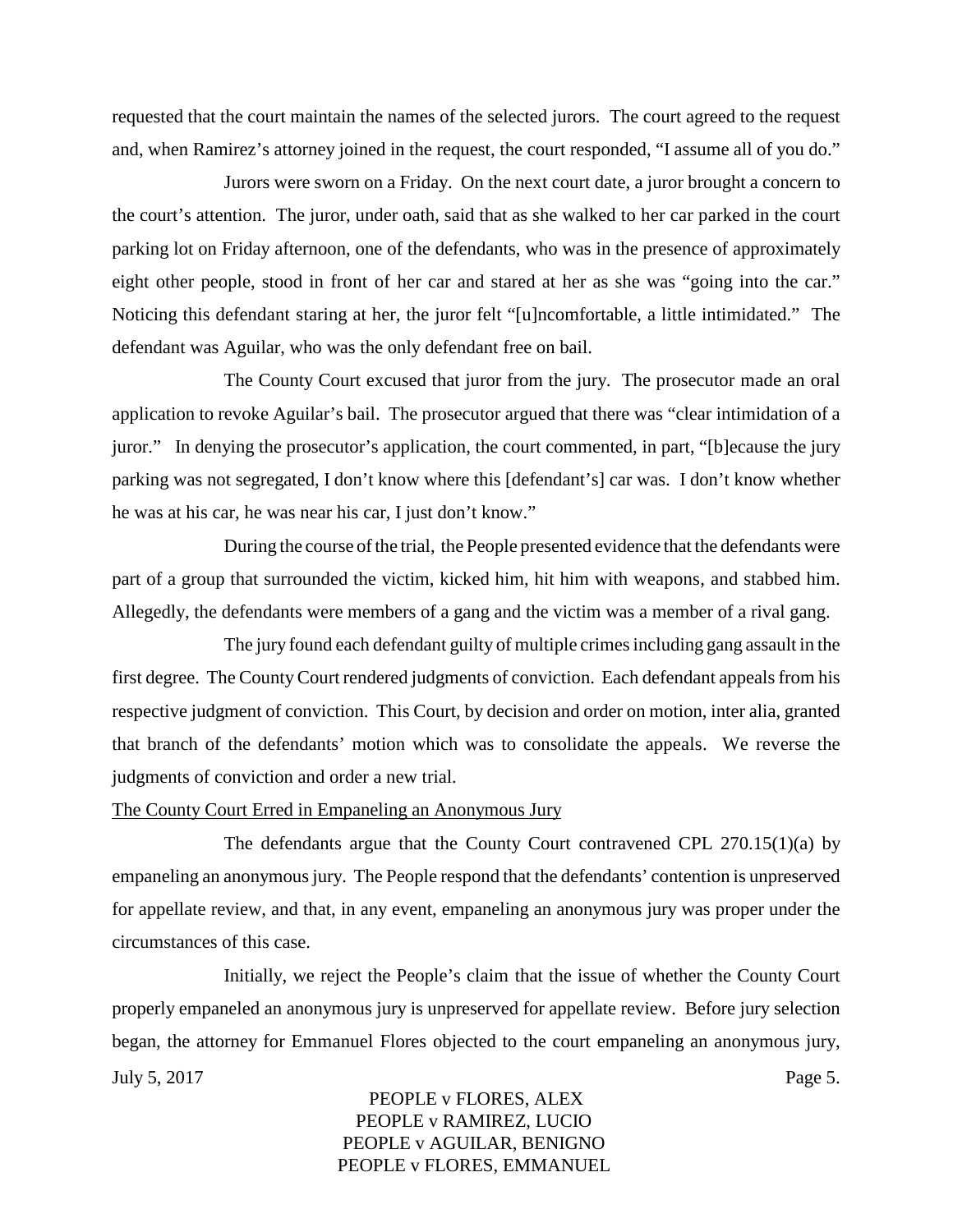requested that the court maintain the names of the selected jurors. The court agreed to the request and, when Ramirez's attorney joined in the request, the court responded, "I assume all of you do."

Jurors were sworn on a Friday. On the next court date, a juror brought a concern to the court's attention. The juror, under oath, said that as she walked to her car parked in the court parking lot on Friday afternoon, one of the defendants, who was in the presence of approximately eight other people, stood in front of her car and stared at her as she was "going into the car." Noticing this defendant staring at her, the juror felt "[u]ncomfortable, a little intimidated." The defendant was Aguilar, who was the only defendant free on bail.

The County Court excused that juror from the jury. The prosecutor made an oral application to revoke Aguilar's bail. The prosecutor argued that there was "clear intimidation of a juror." In denying the prosecutor's application, the court commented, in part, "[b]ecause the jury parking was not segregated, I don't know where this [defendant's] car was. I don't know whether he was at his car, he was near his car, I just don't know."

During the course of the trial, the People presented evidence that the defendants were part of a group that surrounded the victim, kicked him, hit him with weapons, and stabbed him. Allegedly, the defendants were members of a gang and the victim was a member of a rival gang.

The jury found each defendant guilty of multiple crimes including gang assault in the first degree. The County Court rendered judgments of conviction. Each defendant appeals from his respective judgment of conviction. This Court, by decision and order on motion, inter alia, granted that branch of the defendants' motion which was to consolidate the appeals. We reverse the judgments of conviction and order a new trial.

<u>The County Court Erred in Empaneling an Anonymous Jury</u>

The defendants argue that the County Court contravened CPL 270.15(1)(a) by empaneling an anonymous jury. The People respond that the defendants' contention is unpreserved for appellate review, and that, in any event, empaneling an anonymous jury was proper under the circumstances of this case.

Initially, we reject the People's claim that the issue of whether the County Court properly empaneled an anonymous jury is unpreserved for appellate review. Before jury selection began, the attorney for Emmanuel Flores objected to the court empaneling an anonymous jury,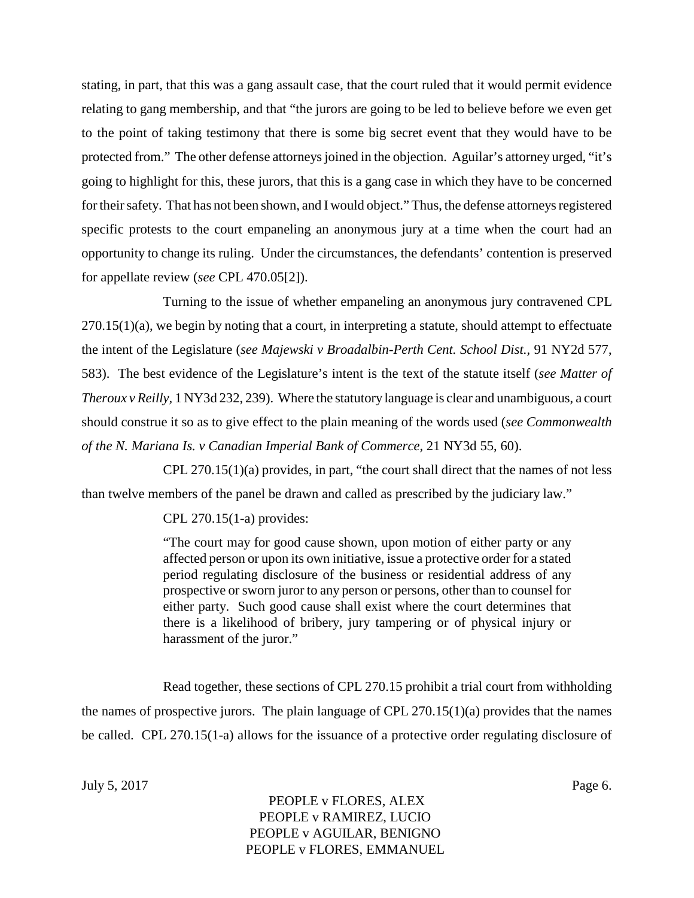stating, in part, that this was a gang assault case, that the court ruled that it would permit evidence relating to gang membership, and that "the jurors are going to be led to believe before we even get to the point of taking testimony that there is some big secret event that they would have to be protected from." The other defense attorneys joined in the objection. Aguilar's attorney urged, "it's going to highlight for this, these jurors, that this is a gang case in which they have to be concerned for their safety. That has not been shown, and I would object." Thus, the defense attorneys registered specific protests to the court empaneling an anonymous jury at a time when the court had an opportunity to change its ruling. Under the circumstances, the defendants' contention is preserved for appellate review (*see* CPL 470.05[2]).

Turning to the issue of whether empaneling an anonymous jury contravened CPL 270.15(1)(a), we begin by noting that a court, in interpreting a statute, should attempt to effectuate the intent of the Legislature (*see Majewski v Broadalbin-Perth Cent. School Dist.*, 91 NY2d 577, 583). The best evidence of the Legislature's intent is the text of the statute itself (*see Matter of Theroux v Reilly*, 1 NY3d 232, 239). Where the statutory language is clear and unambiguous, a court should construe it so as to give effect to the plain meaning of the words used (*see Commonwealth of the N. Mariana Is. v Canadian Imperial Bank of Commerce*, 21 NY3d 55, 60).

CPL 270.15(1)(a) provides, in part, "the court shall direct that the names of not less than twelve members of the panel be drawn and called as prescribed by the judiciary law."

CPL 270.15(1-a) provides:

> "The court may for good cause shown, upon motion of either party or any affected person or upon its own initiative, issue a protective order for a stated period regulating disclosure of the business or residential address of any prospective or sworn juror to any person or persons, other than to counsel for either party. Such good cause shall exist where the court determines that there is a likelihood of bribery, jury tampering or of physical injury or harassment of the juror."

Read together, these sections of CPL 270.15 prohibit a trial court from withholding the names of prospective jurors. The plain language of CPL 270.15(1)(a) provides that the names be called. CPL 270.15(1-a) allows for the issuance of a protective order regulating disclosure of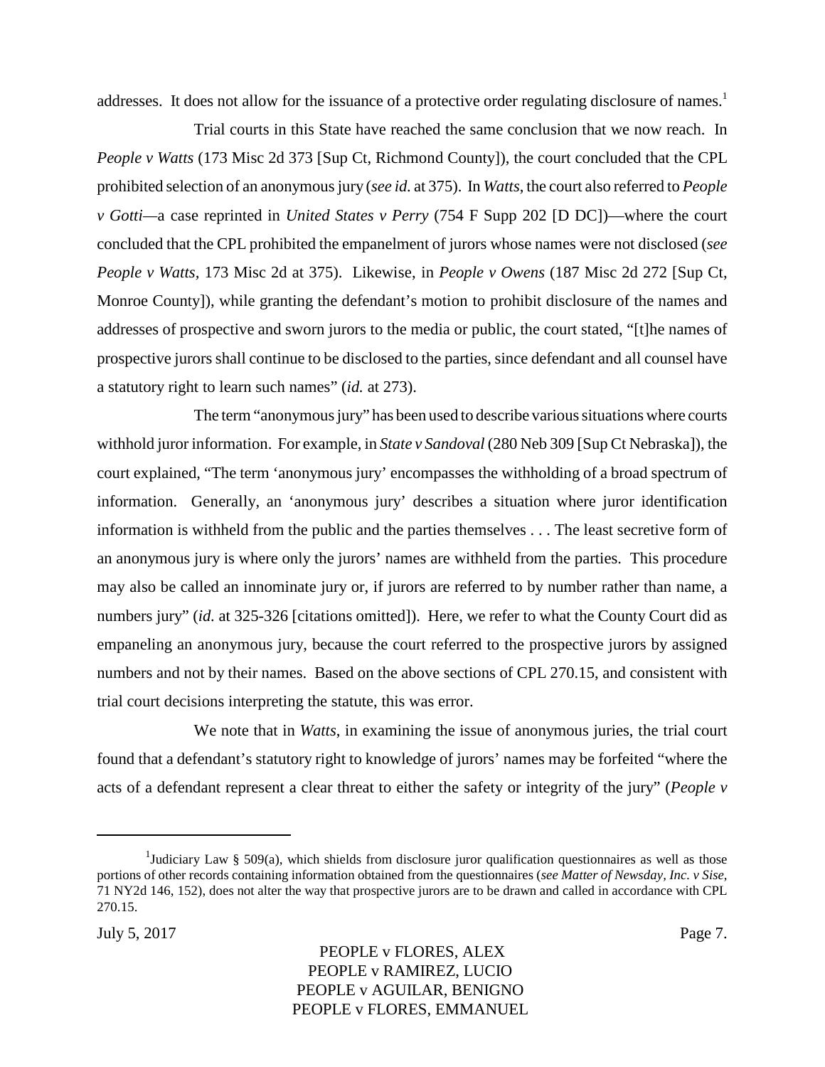addresses. It does not allow for the issuance of a protective order regulating disclosure of names.[1]

Trial courts in this State have reached the same conclusion that we now reach. In *People v Watts* (173 Misc 2d 373 [Sup Ct, Richmond County]), the court concluded that the CPL prohibited selection of an anonymous jury (*see id.* at 375). In *Watts*, the court also referred to *People v Gotti*—a case reprinted in *United States v Perry* (754 F Supp 202 [D DC])—where the court concluded that the CPL prohibited the empanelment of jurors whose names were not disclosed (*see People v Watts*, 173 Misc 2d at 375). Likewise, in *People v Owens* (187 Misc 2d 272 [Sup Ct, Monroe County]), while granting the defendant's motion to prohibit disclosure of the names and addresses of prospective and sworn jurors to the media or public, the court stated, "[t]he names of prospective jurors shall continue to be disclosed to the parties, since defendant and all counsel have a statutory right to learn such names" (*id.* at 273).

The term "anonymous jury" has been used to describe various situations where courts withhold juror information. For example, in *State v Sandoval* (280 Neb 309 [Sup Ct Nebraska]), the court explained, "The term 'anonymous jury' encompasses the withholding of a broad spectrum of information. Generally, an 'anonymous jury' describes a situation where juror identification information is withheld from the public and the parties themselves . . . The least secretive form of an anonymous jury is where only the jurors' names are withheld from the parties. This procedure may also be called an innominate jury or, if jurors are referred to by number rather than name, a numbers jury" (*id.* at 325-326 [citations omitted]). Here, we refer to what the County Court did as empaneling an anonymous jury, because the court referred to the prospective jurors by assigned numbers and not by their names. Based on the above sections of CPL 270.15, and consistent with trial court decisions interpreting the statute, this was error.

We note that in *Watts*, in examining the issue of anonymous juries, the trial court found that a defendant's statutory right to knowledge of jurors' names may be forfeited "where the acts of a defendant represent a clear threat to either the safety or integrity of the jury" (*People v*

---

[1] Judiciary Law § 509(a), which shields from disclosure juror qualification questionnaires as well as those portions of other records containing information obtained from the questionnaires (*see Matter of Newsday, Inc. v Sise*, 71 NY2d 146, 152), does not alter the way that prospective jurors are to be drawn and called in accordance with CPL 270.15.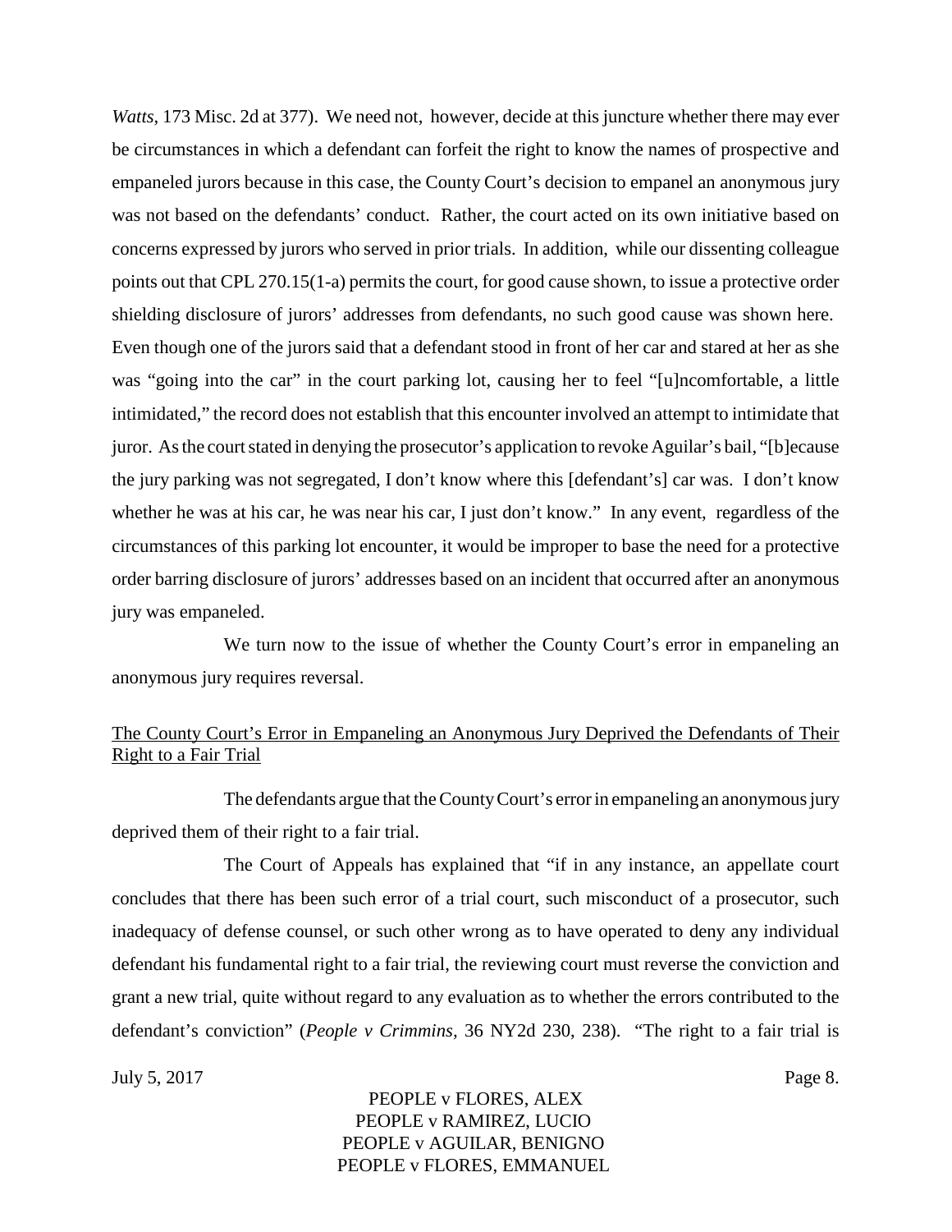*Watts*, 173 Misc. 2d at 377). We need not, however, decide at this juncture whether there may ever be circumstances in which a defendant can forfeit the right to know the names of prospective and empaneled jurors because in this case, the County Court's decision to empanel an anonymous jury was not based on the defendants' conduct. Rather, the court acted on its own initiative based on concerns expressed by jurors who served in prior trials. In addition, while our dissenting colleague points out that CPL 270.15(1-a) permits the court, for good cause shown, to issue a protective order shielding disclosure of jurors' addresses from defendants, no such good cause was shown here. Even though one of the jurors said that a defendant stood in front of her car and stared at her as she was "going into the car" in the court parking lot, causing her to feel "[u]ncomfortable, a little intimidated," the record does not establish that this encounter involved an attempt to intimidate that juror. As the court stated in denying the prosecutor's application to revoke Aguilar's bail, "[b]ecause the jury parking was not segregated, I don't know where this [defendant's] car was. I don't know whether he was at his car, he was near his car, I just don't know." In any event, regardless of the circumstances of this parking lot encounter, it would be improper to base the need for a protective order barring disclosure of jurors' addresses based on an incident that occurred after an anonymous jury was empaneled.

We turn now to the issue of whether the County Court's error in empaneling an anonymous jury requires reversal.

<u>The County Court's Error in Empaneling an Anonymous Jury Deprived the Defendants of Their Right to a Fair Trial</u>

The defendants argue that the County Court's error in empaneling an anonymous jury deprived them of their right to a fair trial.

The Court of Appeals has explained that "if in any instance, an appellate court concludes that there has been such error of a trial court, such misconduct of a prosecutor, such inadequacy of defense counsel, or such other wrong as to have operated to deny any individual defendant his fundamental right to a fair trial, the reviewing court must reverse the conviction and grant a new trial, quite without regard to any evaluation as to whether the errors contributed to the defendant's conviction" (*People v Crimmins*, 36 NY2d 230, 238). "The right to a fair trial is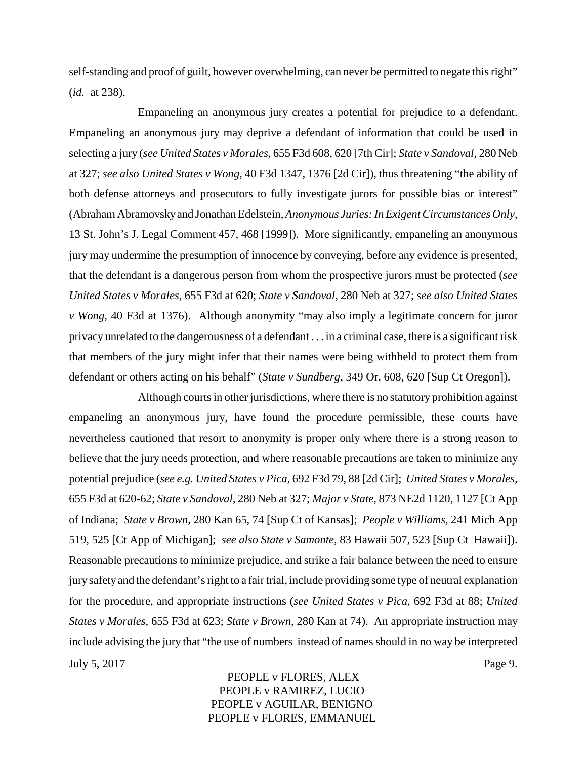self-standing and proof of guilt, however overwhelming, can never be permitted to negate this right" (*id.* at 238).

Empaneling an anonymous jury creates a potential for prejudice to a defendant. Empaneling an anonymous jury may deprive a defendant of information that could be used in selecting a jury (*see United States v Morales*, 655 F3d 608, 620 [7th Cir]; *State v Sandoval*, 280 Neb at 327; *see also United States v Wong*, 40 F3d 1347, 1376 [2d Cir]), thus threatening "the ability of both defense attorneys and prosecutors to fully investigate jurors for possible bias or interest" (Abraham Abramovsky and Jonathan Edelstein, *Anonymous Juries: In Exigent Circumstances Only*, 13 St. John's J. Legal Comment 457, 468 [1999]). More significantly, empaneling an anonymous jury may undermine the presumption of innocence by conveying, before any evidence is presented, that the defendant is a dangerous person from whom the prospective jurors must be protected (*see United States v Morales*, 655 F3d at 620; *State v Sandoval*, 280 Neb at 327; *see also United States v Wong*, 40 F3d at 1376). Although anonymity "may also imply a legitimate concern for juror privacy unrelated to the dangerousness of a defendant . . . in a criminal case, there is a significant risk that members of the jury might infer that their names were being withheld to protect them from defendant or others acting on his behalf" (*State v Sundberg*, 349 Or. 608, 620 [Sup Ct Oregon]).

Although courts in other jurisdictions, where there is no statutory prohibition against empaneling an anonymous jury, have found the procedure permissible, these courts have nevertheless cautioned that resort to anonymity is proper only where there is a strong reason to believe that the jury needs protection, and where reasonable precautions are taken to minimize any potential prejudice (*see e.g. United States v Pica*, 692 F3d 79, 88 [2d Cir]; *United States v Morales*, 655 F3d at 620-62; *State v Sandoval*, 280 Neb at 327; *Major v State*, 873 NE2d 1120, 1127 [Ct App of Indiana; *State v Brown*, 280 Kan 65, 74 [Sup Ct of Kansas]; *People v Williams*, 241 Mich App 519, 525 [Ct App of Michigan]; *see also State v Samonte*, 83 Hawaii 507, 523 [Sup Ct Hawaii]). Reasonable precautions to minimize prejudice, and strike a fair balance between the need to ensure jury safety and the defendant's right to a fair trial, include providing some type of neutral explanation for the procedure, and appropriate instructions (*see United States v Pica*, 692 F3d at 88; *United States v Morales*, 655 F3d at 623; *State v Brown*, 280 Kan at 74). An appropriate instruction may include advising the jury that "the use of numbers instead of names should in no way be interpreted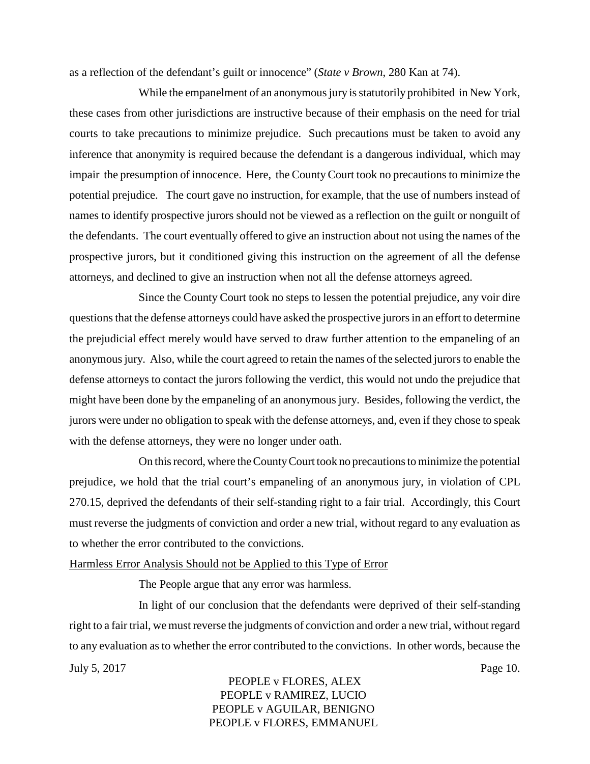as a reflection of the defendant's guilt or innocence" (*State v Brown*, 280 Kan at 74).

While the empanelment of an anonymous jury is statutorily prohibited in New York, these cases from other jurisdictions are instructive because of their emphasis on the need for trial courts to take precautions to minimize prejudice. Such precautions must be taken to avoid any inference that anonymity is required because the defendant is a dangerous individual, which may impair the presumption of innocence. Here, the County Court took no precautions to minimize the potential prejudice. The court gave no instruction, for example, that the use of numbers instead of names to identify prospective jurors should not be viewed as a reflection on the guilt or nonguilt of the defendants. The court eventually offered to give an instruction about not using the names of the prospective jurors, but it conditioned giving this instruction on the agreement of all the defense attorneys, and declined to give an instruction when not all the defense attorneys agreed.

Since the County Court took no steps to lessen the potential prejudice, any voir dire questions that the defense attorneys could have asked the prospective jurors in an effort to determine the prejudicial effect merely would have served to draw further attention to the empaneling of an anonymous jury. Also, while the court agreed to retain the names of the selected jurors to enable the defense attorneys to contact the jurors following the verdict, this would not undo the prejudice that might have been done by the empaneling of an anonymous jury. Besides, following the verdict, the jurors were under no obligation to speak with the defense attorneys, and, even if they chose to speak with the defense attorneys, they were no longer under oath.

On this record, where the County Court took no precautions to minimize the potential prejudice, we hold that the trial court's empaneling of an anonymous jury, in violation of CPL 270.15, deprived the defendants of their self-standing right to a fair trial. Accordingly, this Court must reverse the judgments of conviction and order a new trial, without regard to any evaluation as to whether the error contributed to the convictions.

Harmless Error Analysis Should not be Applied to this Type of Error

The People argue that any error was harmless.

In light of our conclusion that the defendants were deprived of their self-standing right to a fair trial, we must reverse the judgments of conviction and order a new trial, without regard to any evaluation as to whether the error contributed to the convictions. In other words, because the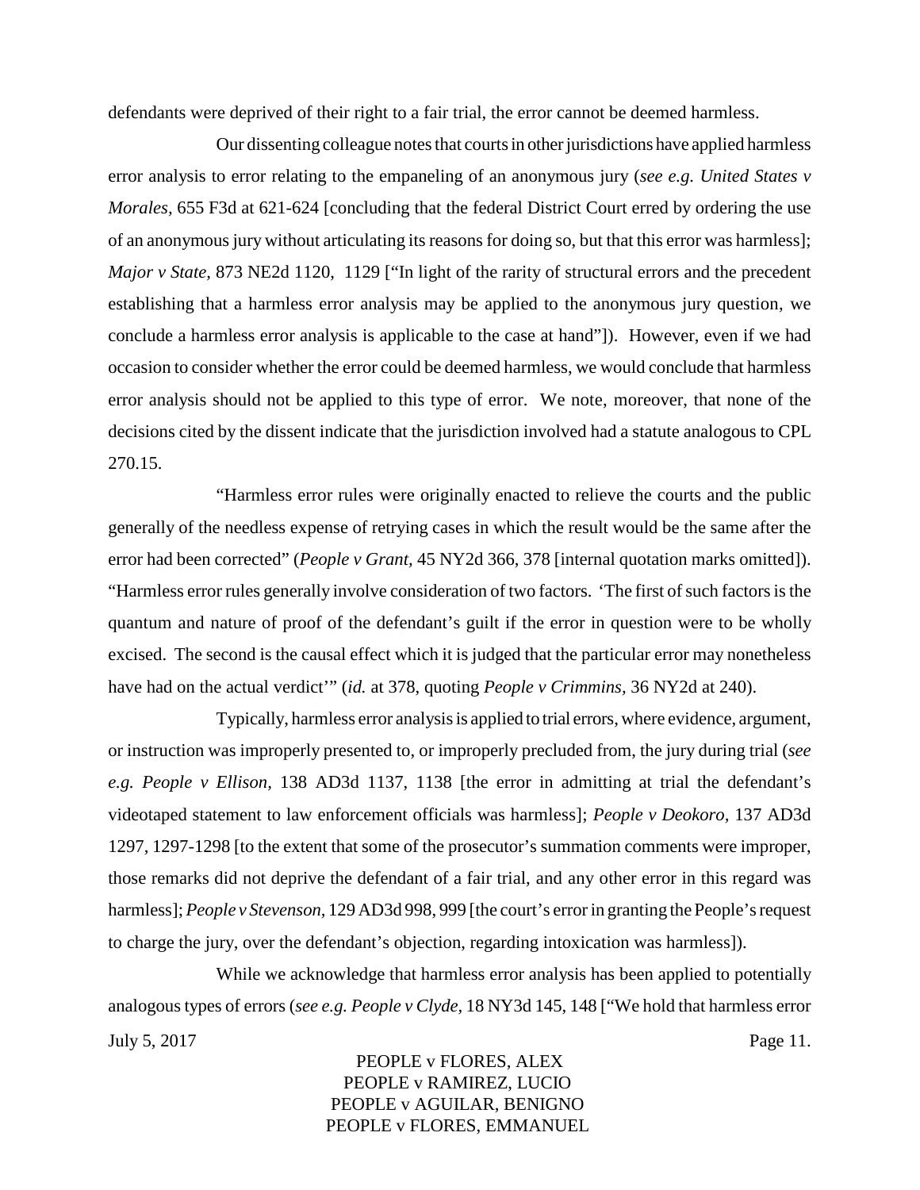defendants were deprived of their right to a fair trial, the error cannot be deemed harmless.

Our dissenting colleague notes that courts in other jurisdictions have applied harmless error analysis to error relating to the empaneling of an anonymous jury (*see e.g. United States v Morales,* 655 F3d at 621-624 [concluding that the federal District Court erred by ordering the use of an anonymous jury without articulating its reasons for doing so, but that this error was harmless]; *Major v State,* 873 NE2d 1120, 1129 ["In light of the rarity of structural errors and the precedent establishing that a harmless error analysis may be applied to the anonymous jury question, we conclude a harmless error analysis is applicable to the case at hand"]). However, even if we had occasion to consider whether the error could be deemed harmless, we would conclude that harmless error analysis should not be applied to this type of error. We note, moreover, that none of the decisions cited by the dissent indicate that the jurisdiction involved had a statute analogous to CPL 270.15.

"Harmless error rules were originally enacted to relieve the courts and the public generally of the needless expense of retrying cases in which the result would be the same after the error had been corrected" (*People v Grant,* 45 NY2d 366, 378 [internal quotation marks omitted]). "Harmless error rules generally involve consideration of two factors. 'The first of such factors is the quantum and nature of proof of the defendant's guilt if the error in question were to be wholly excised. The second is the causal effect which it is judged that the particular error may nonetheless have had on the actual verdict'" (*id.* at 378, quoting *People v Crimmins,* 36 NY2d at 240).

Typically, harmless error analysis is applied to trial errors, where evidence, argument, or instruction was improperly presented to, or improperly precluded from, the jury during trial (*see e.g. People v Ellison,* 138 AD3d 1137, 1138 [the error in admitting at trial the defendant's videotaped statement to law enforcement officials was harmless]; *People v Deokoro,* 137 AD3d 1297, 1297-1298 [to the extent that some of the prosecutor's summation comments were improper, those remarks did not deprive the defendant of a fair trial, and any other error in this regard was harmless]; *People v Stevenson,* 129 AD3d 998, 999 [the court's error in granting the People's request to charge the jury, over the defendant's objection, regarding intoxication was harmless]).

While we acknowledge that harmless error analysis has been applied to potentially analogous types of errors (*see e.g. People v Clyde,* 18 NY3d 145, 148 ["We hold that harmless error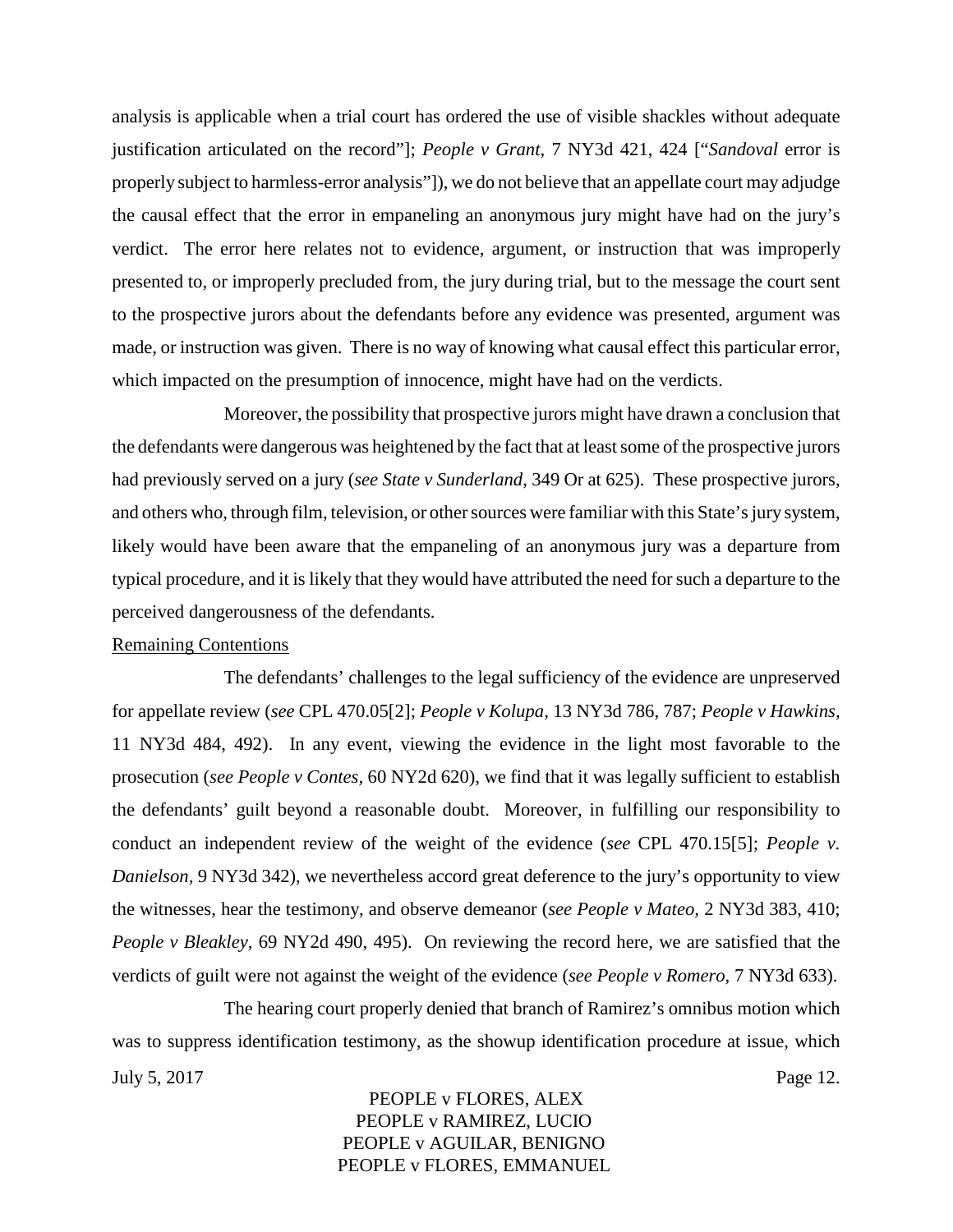analysis is applicable when a trial court has ordered the use of visible shackles without adequate justification articulated on the record"]; *People v Grant,* 7 NY3d 421, 424 ["*Sandoval* error is properly subject to harmless-error analysis"]), we do not believe that an appellate court may adjudge the causal effect that the error in empaneling an anonymous jury might have had on the jury's verdict. The error here relates not to evidence, argument, or instruction that was improperly presented to, or improperly precluded from, the jury during trial, but to the message the court sent to the prospective jurors about the defendants before any evidence was presented, argument was made, or instruction was given. There is no way of knowing what causal effect this particular error, which impacted on the presumption of innocence, might have had on the verdicts.

Moreover, the possibility that prospective jurors might have drawn a conclusion that the defendants were dangerous was heightened by the fact that at least some of the prospective jurors had previously served on a jury (*see State v Sunderland*, 349 Or at 625). These prospective jurors, and others who, through film, television, or other sources were familiar with this State's jury system, likely would have been aware that the empaneling of an anonymous jury was a departure from typical procedure, and it is likely that they would have attributed the need for such a departure to the perceived dangerousness of the defendants.

<u>Remaining Contentions</u>

The defendants' challenges to the legal sufficiency of the evidence are unpreserved for appellate review (*see* CPL 470.05[2]; *People v Kolupa,* 13 NY3d 786, 787; *People v Hawkins,* 11 NY3d 484, 492). In any event, viewing the evidence in the light most favorable to the prosecution (*see People v Contes,* 60 NY2d 620), we find that it was legally sufficient to establish the defendants' guilt beyond a reasonable doubt. Moreover, in fulfilling our responsibility to conduct an independent review of the weight of the evidence (*see* CPL 470.15[5]; *People v. Danielson,* 9 NY3d 342), we nevertheless accord great deference to the jury's opportunity to view the witnesses, hear the testimony, and observe demeanor (*see People v Mateo,* 2 NY3d 383, 410; *People v Bleakley,* 69 NY2d 490, 495). On reviewing the record here, we are satisfied that the verdicts of guilt were not against the weight of the evidence (*see People v Romero,* 7 NY3d 633).

The hearing court properly denied that branch of Ramirez's omnibus motion which was to suppress identification testimony, as the showup identification procedure at issue, which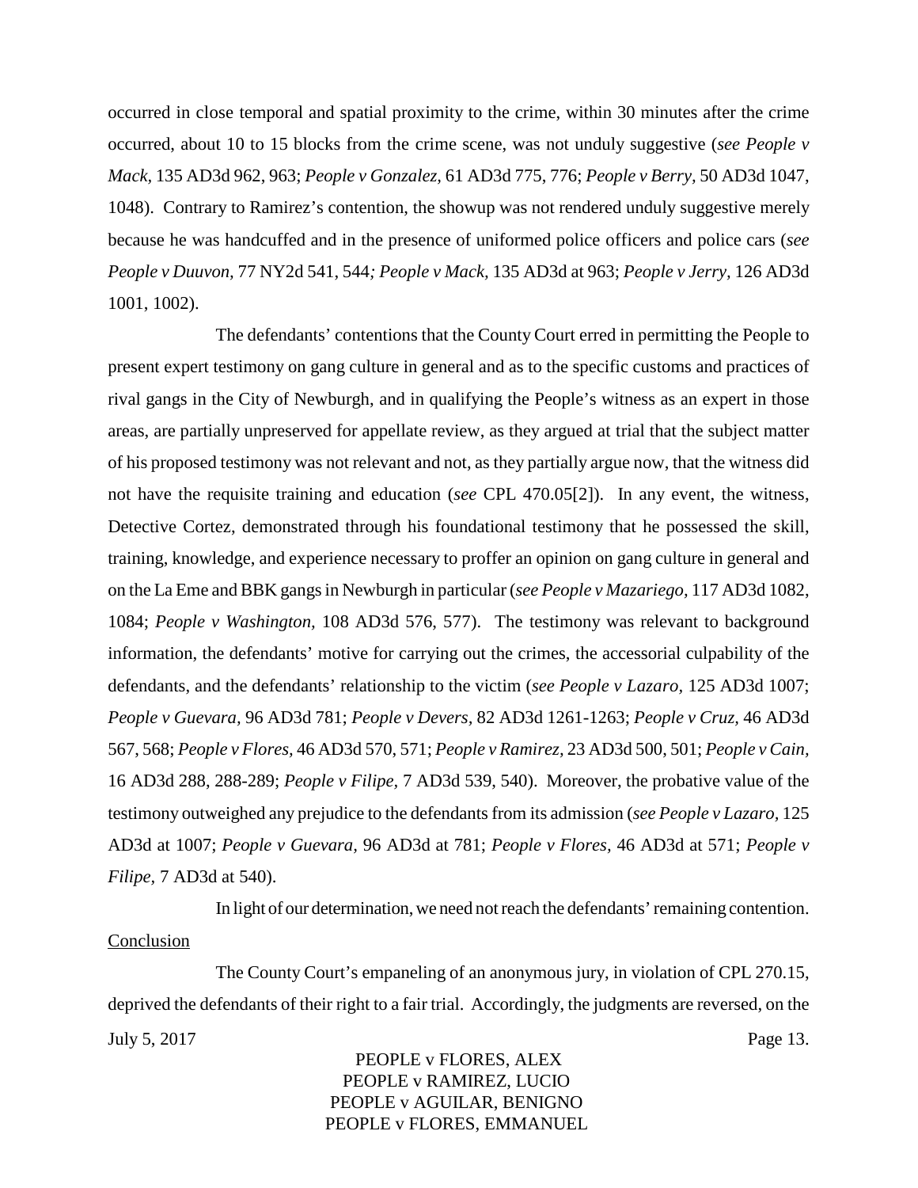occurred in close temporal and spatial proximity to the crime, within 30 minutes after the crime occurred, about 10 to 15 blocks from the crime scene, was not unduly suggestive (*see People v Mack,* 135 AD3d 962, 963; *People v Gonzalez,* 61 AD3d 775, 776; *People v Berry,* 50 AD3d 1047, 1048). Contrary to Ramirez's contention, the showup was not rendered unduly suggestive merely because he was handcuffed and in the presence of uniformed police officers and police cars (*see People v Duuvon,* 77 NY2d 541, 544*; People v Mack,* 135 AD3d at 963; *People v Jerry,* 126 AD3d 1001, 1002).

The defendants' contentions that the County Court erred in permitting the People to present expert testimony on gang culture in general and as to the specific customs and practices of rival gangs in the City of Newburgh, and in qualifying the People's witness as an expert in those areas, are partially unpreserved for appellate review, as they argued at trial that the subject matter of his proposed testimony was not relevant and not, as they partially argue now, that the witness did not have the requisite training and education (*see* CPL 470.05[2]). In any event, the witness, Detective Cortez, demonstrated through his foundational testimony that he possessed the skill, training, knowledge, and experience necessary to proffer an opinion on gang culture in general and on the La Eme and BBK gangs in Newburgh in particular (*see People v Mazariego,* 117 AD3d 1082, 1084; *People v Washington,* 108 AD3d 576, 577). The testimony was relevant to background information, the defendants' motive for carrying out the crimes, the accessorial culpability of the defendants, and the defendants' relationship to the victim (*see People v Lazaro,* 125 AD3d 1007; *People v Guevara,* 96 AD3d 781; *People v Devers,* 82 AD3d 1261-1263; *People v Cruz,* 46 AD3d 567, 568; *People v Flores,* 46 AD3d 570, 571; *People v Ramirez,* 23 AD3d 500, 501; *People v Cain,* 16 AD3d 288, 288-289; *People v Filipe,* 7 AD3d 539, 540). Moreover, the probative value of the testimony outweighed any prejudice to the defendants from its admission (*see People v Lazaro,* 125 AD3d at 1007; *People v Guevara,* 96 AD3d at 781; *People v Flores,* 46 AD3d at 571; *People v Filipe,* 7 AD3d at 540).

In light of our determination, we need not reach the defendants' remaining contention.

Conclusion

The County Court's empaneling of an anonymous jury, in violation of CPL 270.15, deprived the defendants of their right to a fair trial. Accordingly, the judgments are reversed, on the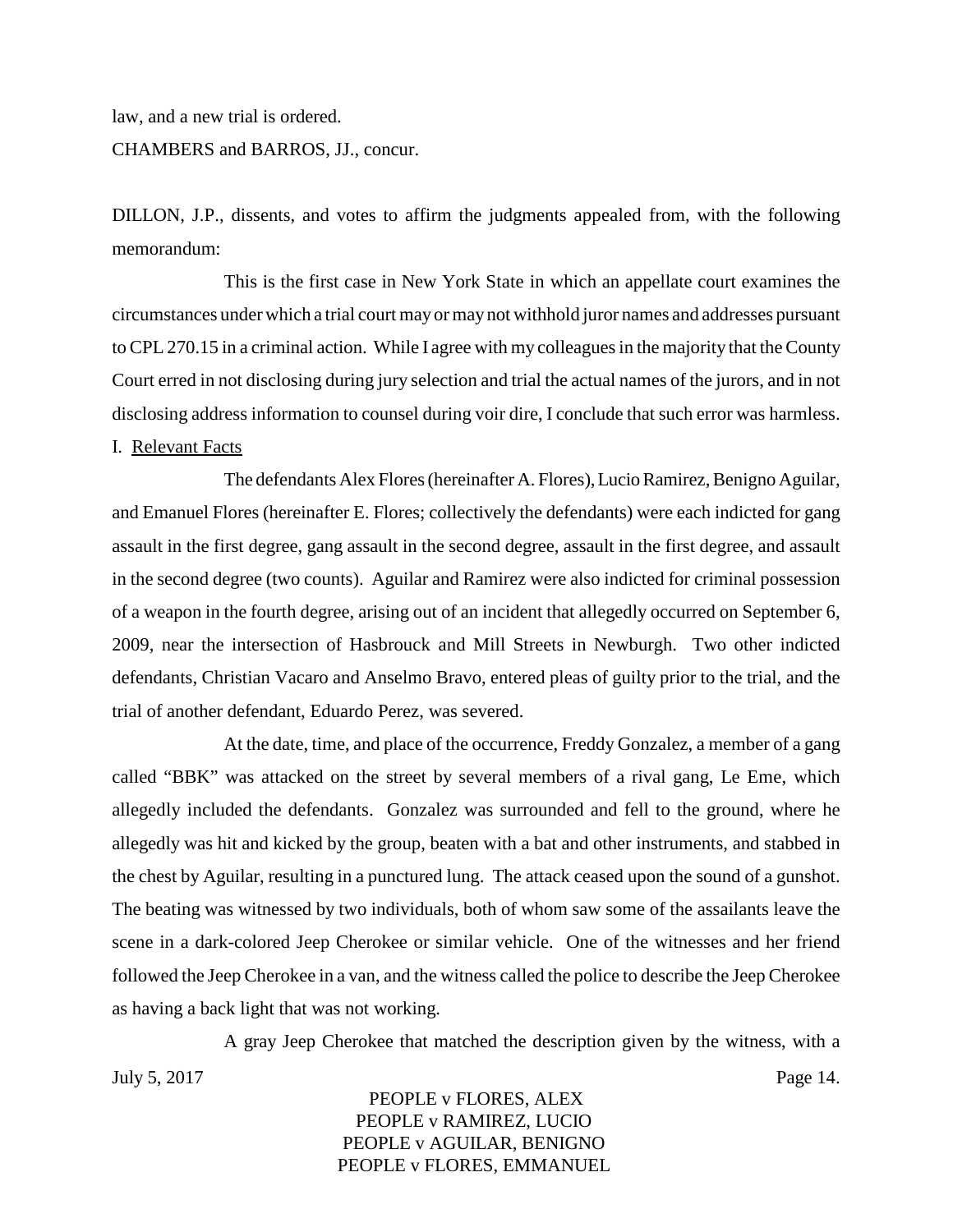law, and a new trial is ordered.

CHAMBERS and BARROS, JJ., concur.

DILLON, J.P., dissents, and votes to affirm the judgments appealed from, with the following memorandum:

This is the first case in New York State in which an appellate court examines the circumstances under which a trial court may or may not withhold juror names and addresses pursuant to CPL 270.15 in a criminal action. While I agree with my colleagues in the majority that the County Court erred in not disclosing during jury selection and trial the actual names of the jurors, and in not disclosing address information to counsel during voir dire, I conclude that such error was harmless.

I. Relevant Facts

The defendants Alex Flores (hereinafter A. Flores), Lucio Ramirez, Benigno Aguilar, and Emanuel Flores (hereinafter E. Flores; collectively the defendants) were each indicted for gang assault in the first degree, gang assault in the second degree, assault in the first degree, and assault in the second degree (two counts). Aguilar and Ramirez were also indicted for criminal possession of a weapon in the fourth degree, arising out of an incident that allegedly occurred on September 6, 2009, near the intersection of Hasbrouck and Mill Streets in Newburgh. Two other indicted defendants, Christian Vacaro and Anselmo Bravo, entered pleas of guilty prior to the trial, and the trial of another defendant, Eduardo Perez, was severed.

At the date, time, and place of the occurrence, Freddy Gonzalez, a member of a gang called "BBK" was attacked on the street by several members of a rival gang, Le Eme, which allegedly included the defendants. Gonzalez was surrounded and fell to the ground, where he allegedly was hit and kicked by the group, beaten with a bat and other instruments, and stabbed in the chest by Aguilar, resulting in a punctured lung. The attack ceased upon the sound of a gunshot. The beating was witnessed by two individuals, both of whom saw some of the assailants leave the scene in a dark-colored Jeep Cherokee or similar vehicle. One of the witnesses and her friend followed the Jeep Cherokee in a van, and the witness called the police to describe the Jeep Cherokee as having a back light that was not working.

A gray Jeep Cherokee that matched the description given by the witness, with a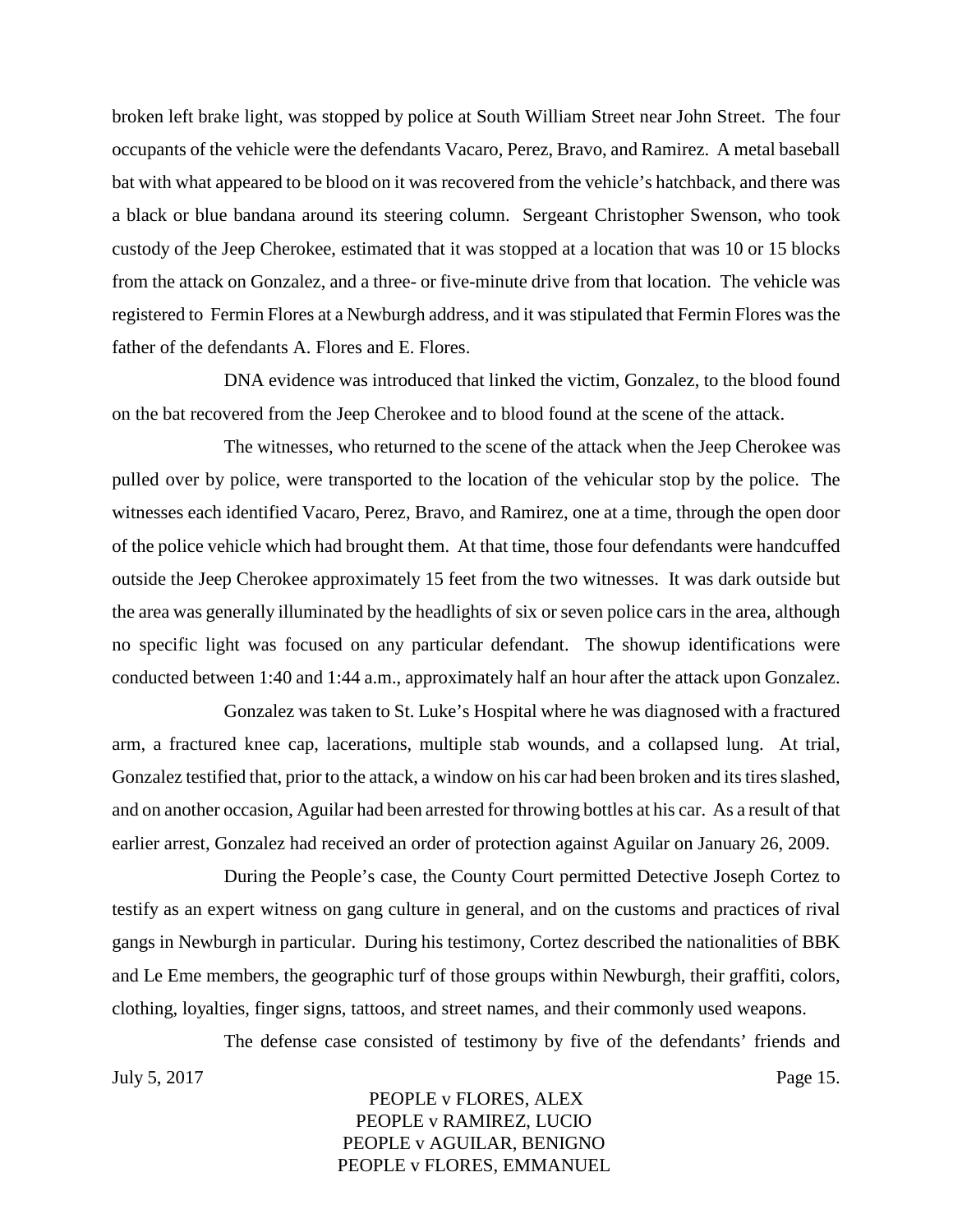broken left brake light, was stopped by police at South William Street near John Street. The four occupants of the vehicle were the defendants Vacaro, Perez, Bravo, and Ramirez. A metal baseball bat with what appeared to be blood on it was recovered from the vehicle's hatchback, and there was a black or blue bandana around its steering column. Sergeant Christopher Swenson, who took custody of the Jeep Cherokee, estimated that it was stopped at a location that was 10 or 15 blocks from the attack on Gonzalez, and a three- or five-minute drive from that location. The vehicle was registered to Fermin Flores at a Newburgh address, and it was stipulated that Fermin Flores was the father of the defendants A. Flores and E. Flores.

DNA evidence was introduced that linked the victim, Gonzalez, to the blood found on the bat recovered from the Jeep Cherokee and to blood found at the scene of the attack.

The witnesses, who returned to the scene of the attack when the Jeep Cherokee was pulled over by police, were transported to the location of the vehicular stop by the police. The witnesses each identified Vacaro, Perez, Bravo, and Ramirez, one at a time, through the open door of the police vehicle which had brought them. At that time, those four defendants were handcuffed outside the Jeep Cherokee approximately 15 feet from the two witnesses. It was dark outside but the area was generally illuminated by the headlights of six or seven police cars in the area, although no specific light was focused on any particular defendant. The showup identifications were conducted between 1:40 and 1:44 a.m., approximately half an hour after the attack upon Gonzalez.

Gonzalez was taken to St. Luke's Hospital where he was diagnosed with a fractured arm, a fractured knee cap, lacerations, multiple stab wounds, and a collapsed lung. At trial, Gonzalez testified that, prior to the attack, a window on his car had been broken and its tires slashed, and on another occasion, Aguilar had been arrested for throwing bottles at his car. As a result of that earlier arrest, Gonzalez had received an order of protection against Aguilar on January 26, 2009.

During the People's case, the County Court permitted Detective Joseph Cortez to testify as an expert witness on gang culture in general, and on the customs and practices of rival gangs in Newburgh in particular. During his testimony, Cortez described the nationalities of BBK and Le Eme members, the geographic turf of those groups within Newburgh, their graffiti, colors, clothing, loyalties, finger signs, tattoos, and street names, and their commonly used weapons.

The defense case consisted of testimony by five of the defendants' friends and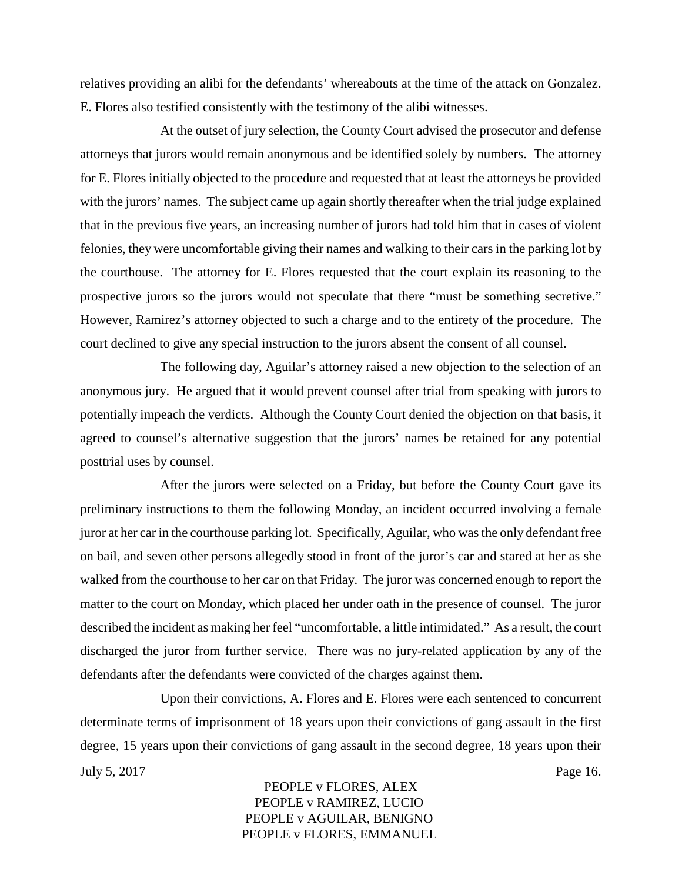relatives providing an alibi for the defendants' whereabouts at the time of the attack on Gonzalez. E. Flores also testified consistently with the testimony of the alibi witnesses.

At the outset of jury selection, the County Court advised the prosecutor and defense attorneys that jurors would remain anonymous and be identified solely by numbers. The attorney for E. Flores initially objected to the procedure and requested that at least the attorneys be provided with the jurors' names. The subject came up again shortly thereafter when the trial judge explained that in the previous five years, an increasing number of jurors had told him that in cases of violent felonies, they were uncomfortable giving their names and walking to their cars in the parking lot by the courthouse. The attorney for E. Flores requested that the court explain its reasoning to the prospective jurors so the jurors would not speculate that there "must be something secretive." However, Ramirez's attorney objected to such a charge and to the entirety of the procedure. The court declined to give any special instruction to the jurors absent the consent of all counsel.

The following day, Aguilar's attorney raised a new objection to the selection of an anonymous jury. He argued that it would prevent counsel after trial from speaking with jurors to potentially impeach the verdicts. Although the County Court denied the objection on that basis, it agreed to counsel's alternative suggestion that the jurors' names be retained for any potential posttrial uses by counsel.

After the jurors were selected on a Friday, but before the County Court gave its preliminary instructions to them the following Monday, an incident occurred involving a female juror at her car in the courthouse parking lot. Specifically, Aguilar, who was the only defendant free on bail, and seven other persons allegedly stood in front of the juror's car and stared at her as she walked from the courthouse to her car on that Friday. The juror was concerned enough to report the matter to the court on Monday, which placed her under oath in the presence of counsel. The juror described the incident as making her feel "uncomfortable, a little intimidated." As a result, the court discharged the juror from further service. There was no jury-related application by any of the defendants after the defendants were convicted of the charges against them.

Upon their convictions, A. Flores and E. Flores were each sentenced to concurrent determinate terms of imprisonment of 18 years upon their convictions of gang assault in the first degree, 15 years upon their convictions of gang assault in the second degree, 18 years upon their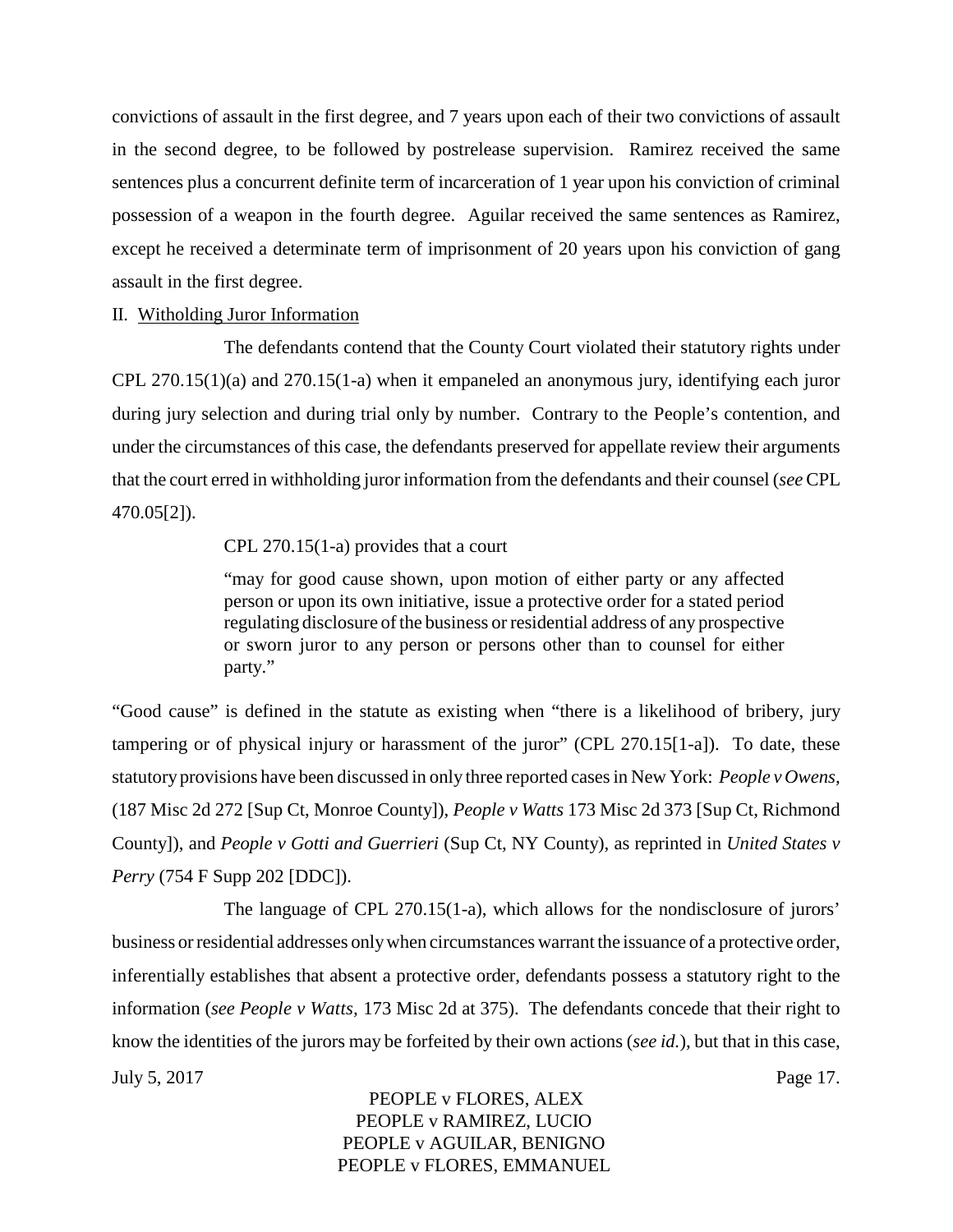convictions of assault in the first degree, and 7 years upon each of their two convictions of assault in the second degree, to be followed by postrelease supervision. Ramirez received the same sentences plus a concurrent definite term of incarceration of 1 year upon his conviction of criminal possession of a weapon in the fourth degree. Aguilar received the same sentences as Ramirez, except he received a determinate term of imprisonment of 20 years upon his conviction of gang assault in the first degree.

II. Withholding Juror Information

The defendants contend that the County Court violated their statutory rights under CPL 270.15(1)(a) and 270.15(1-a) when it empaneled an anonymous jury, identifying each juror during jury selection and during trial only by number. Contrary to the People's contention, and under the circumstances of this case, the defendants preserved for appellate review their arguments that the court erred in withholding juror information from the defendants and their counsel (*see* CPL 470.05[2]).

CPL 270.15(1-a) provides that a court

> "may for good cause shown, upon motion of either party or any affected person or upon its own initiative, issue a protective order for a stated period regulating disclosure of the business or residential address of any prospective or sworn juror to any person or persons other than to counsel for either party."

"Good cause" is defined in the statute as existing when "there is a likelihood of bribery, jury tampering or of physical injury or harassment of the juror" (CPL 270.15[1-a]). To date, these statutory provisions have been discussed in only three reported cases in New York: *People v Owens*, (187 Misc 2d 272 [Sup Ct, Monroe County]), *People v Watts* 173 Misc 2d 373 [Sup Ct, Richmond County]), and *People v Gotti and Guerrieri* (Sup Ct, NY County), as reprinted in *United States v Perry* (754 F Supp 202 [DDC]).

The language of CPL 270.15(1-a), which allows for the nondisclosure of jurors' business or residential addresses only when circumstances warrant the issuance of a protective order, inferentially establishes that absent a protective order, defendants possess a statutory right to the information (*see People v Watts*, 173 Misc 2d at 375). The defendants concede that their right to know the identities of the jurors may be forfeited by their own actions (*see id.*), but that in this case,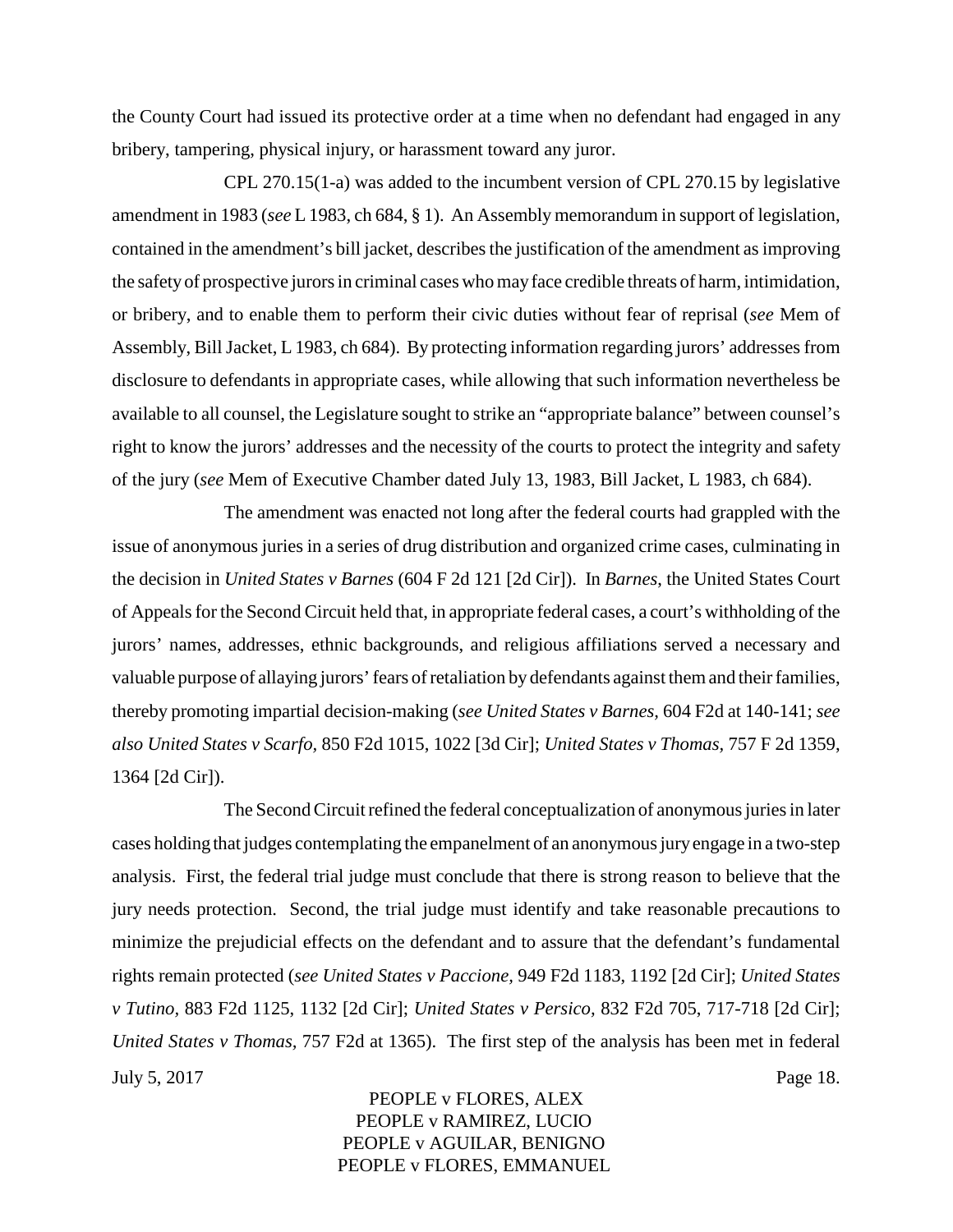the County Court had issued its protective order at a time when no defendant had engaged in any bribery, tampering, physical injury, or harassment toward any juror.

CPL 270.15(1-a) was added to the incumbent version of CPL 270.15 by legislative amendment in 1983 (*see* L 1983, ch 684, § 1). An Assembly memorandum in support of legislation, contained in the amendment's bill jacket, describes the justification of the amendment as improving the safety of prospective jurors in criminal cases who may face credible threats of harm, intimidation, or bribery, and to enable them to perform their civic duties without fear of reprisal (*see* Mem of Assembly, Bill Jacket, L 1983, ch 684). By protecting information regarding jurors' addresses from disclosure to defendants in appropriate cases, while allowing that such information nevertheless be available to all counsel, the Legislature sought to strike an "appropriate balance" between counsel's right to know the jurors' addresses and the necessity of the courts to protect the integrity and safety of the jury (*see* Mem of Executive Chamber dated July 13, 1983, Bill Jacket, L 1983, ch 684).

The amendment was enacted not long after the federal courts had grappled with the issue of anonymous juries in a series of drug distribution and organized crime cases, culminating in the decision in *United States v Barnes* (604 F 2d 121 [2d Cir]). In *Barnes*, the United States Court of Appeals for the Second Circuit held that, in appropriate federal cases, a court's withholding of the jurors' names, addresses, ethnic backgrounds, and religious affiliations served a necessary and valuable purpose of allaying jurors' fears of retaliation by defendants against them and their families, thereby promoting impartial decision-making (*see United States v Barnes,* 604 F2d at 140-141; *see also United States v Scarfo,* 850 F2d 1015, 1022 [3d Cir]; *United States v Thomas,* 757 F 2d 1359, 1364 [2d Cir]).

The Second Circuit refined the federal conceptualization of anonymous juries in later cases holding that judges contemplating the empanelment of an anonymous jury engage in a two-step analysis. First, the federal trial judge must conclude that there is strong reason to believe that the jury needs protection. Second, the trial judge must identify and take reasonable precautions to minimize the prejudicial effects on the defendant and to assure that the defendant's fundamental rights remain protected (*see United States v Paccione,* 949 F2d 1183, 1192 [2d Cir]; *United States v Tutino,* 883 F2d 1125, 1132 [2d Cir]; *United States v Persico,* 832 F2d 705, 717-718 [2d Cir]; *United States v Thomas,* 757 F2d at 1365). The first step of the analysis has been met in federal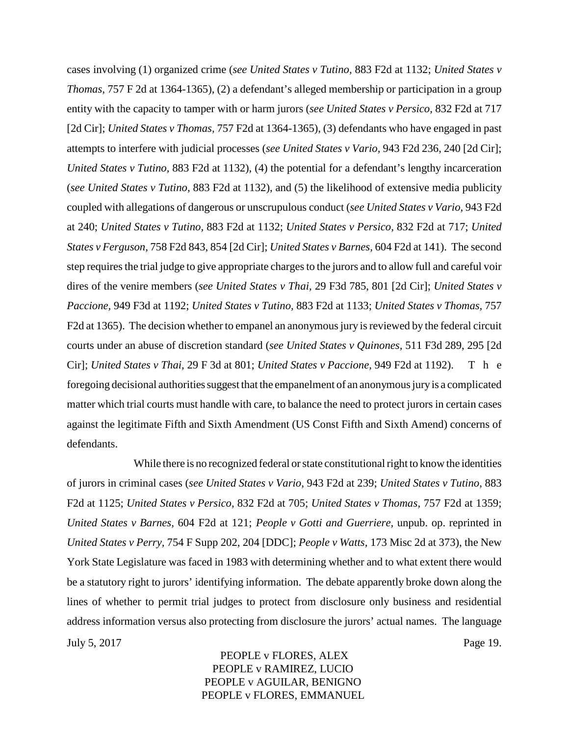cases involving (1) organized crime (*see United States v Tutino*, 883 F2d at 1132; *United States v Thomas*, 757 F 2d at 1364-1365), (2) a defendant's alleged membership or participation in a group entity with the capacity to tamper with or harm jurors (*see United States v Persico*, 832 F2d at 717 [2d Cir]; *United States v Thomas*, 757 F2d at 1364-1365), (3) defendants who have engaged in past attempts to interfere with judicial processes (*see United States v Vario*, 943 F2d 236, 240 [2d Cir]; *United States v Tutino*, 883 F2d at 1132), (4) the potential for a defendant's lengthy incarceration (*see United States v Tutino*, 883 F2d at 1132), and (5) the likelihood of extensive media publicity coupled with allegations of dangerous or unscrupulous conduct (*see United States v Vario*, 943 F2d at 240; *United States v Tutino*, 883 F2d at 1132; *United States v Persico*, 832 F2d at 717; *United States v Ferguson*, 758 F2d 843, 854 [2d Cir]; *United States v Barnes*, 604 F2d at 141). The second step requires the trial judge to give appropriate charges to the jurors and to allow full and careful voir dires of the venire members (*see United States v Thai*, 29 F3d 785, 801 [2d Cir]; *United States v Paccione*, 949 F3d at 1192; *United States v Tutino*, 883 F2d at 1133; *United States v Thomas*, 757 F2d at 1365). The decision whether to empanel an anonymous jury is reviewed by the federal circuit courts under an abuse of discretion standard (*see United States v Quinones*, 511 F3d 289, 295 [2d Cir]; *United States v Thai*, 29 F 3d at 801; *United States v Paccione*, 949 F2d at 1192). The foregoing decisional authorities suggest that the empanelment of an anonymous jury is a complicated matter which trial courts must handle with care, to balance the need to protect jurors in certain cases against the legitimate Fifth and Sixth Amendment (US Const Fifth and Sixth Amend) concerns of defendants.

While there is no recognized federal or state constitutional right to know the identities of jurors in criminal cases (*see United States v Vario*, 943 F2d at 239; *United States v Tutino*, 883 F2d at 1125; *United States v Persico*, 832 F2d at 705; *United States v Thomas*, 757 F2d at 1359; *United States v Barnes*, 604 F2d at 121; *People v Gotti and Guerriere*, unpub. op. reprinted in *United States v Perry*, 754 F Supp 202, 204 [DDC]; *People v Watts*, 173 Misc 2d at 373), the New York State Legislature was faced in 1983 with determining whether and to what extent there would be a statutory right to jurors' identifying information. The debate apparently broke down along the lines of whether to permit trial judges to protect from disclosure only business and residential address information versus also protecting from disclosure the jurors' actual names. The language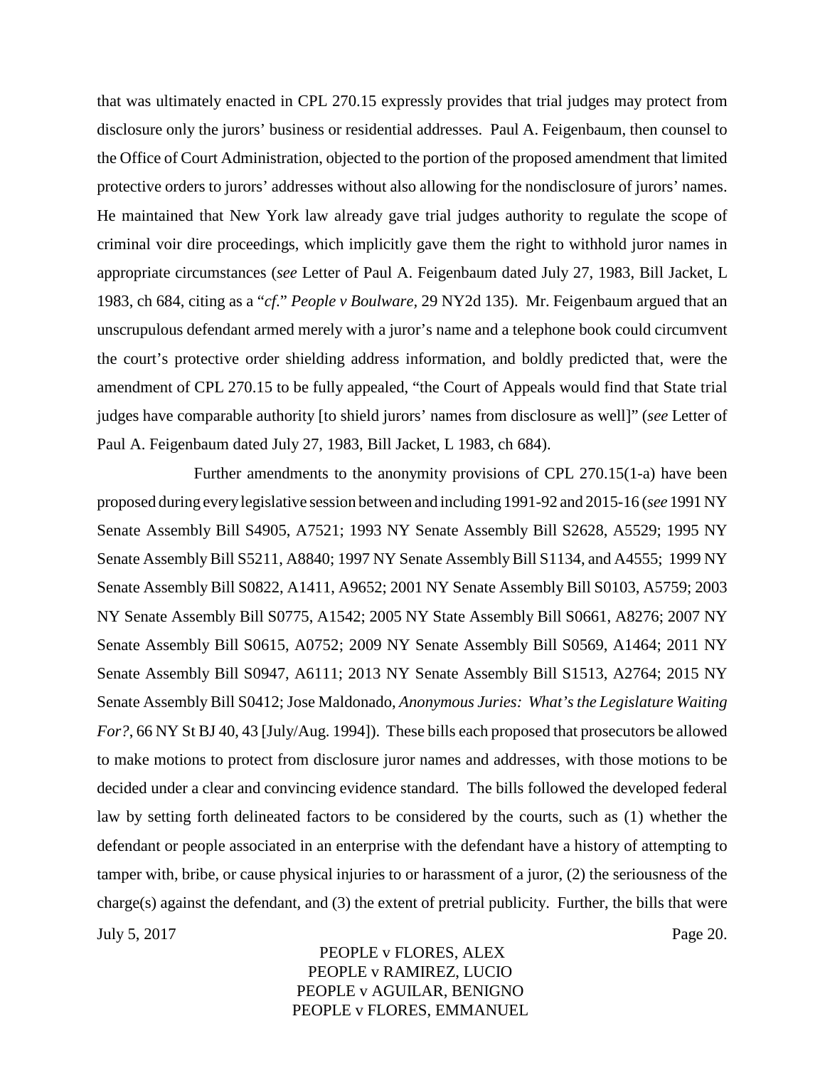that was ultimately enacted in CPL 270.15 expressly provides that trial judges may protect from disclosure only the jurors' business or residential addresses. Paul A. Feigenbaum, then counsel to the Office of Court Administration, objected to the portion of the proposed amendment that limited protective orders to jurors' addresses without also allowing for the nondisclosure of jurors' names. He maintained that New York law already gave trial judges authority to regulate the scope of criminal voir dire proceedings, which implicitly gave them the right to withhold juror names in appropriate circumstances (*see* Letter of Paul A. Feigenbaum dated July 27, 1983, Bill Jacket, L 1983, ch 684, citing as a "*cf.*" *People v Boulware*, 29 NY2d 135). Mr. Feigenbaum argued that an unscrupulous defendant armed merely with a juror's name and a telephone book could circumvent the court's protective order shielding address information, and boldly predicted that, were the amendment of CPL 270.15 to be fully appealed, "the Court of Appeals would find that State trial judges have comparable authority [to shield jurors' names from disclosure as well]" (*see* Letter of Paul A. Feigenbaum dated July 27, 1983, Bill Jacket, L 1983, ch 684).

Further amendments to the anonymity provisions of CPL 270.15(1-a) have been proposed during every legislative session between and including 1991-92 and 2015-16 (*see* 1991 NY Senate Assembly Bill S4905, A7521; 1993 NY Senate Assembly Bill S2628, A5529; 1995 NY Senate Assembly Bill S5211, A8840; 1997 NY Senate Assembly Bill S1134, and A4555; 1999 NY Senate Assembly Bill S0822, A1411, A9652; 2001 NY Senate Assembly Bill S0103, A5759; 2003 NY Senate Assembly Bill S0775, A1542; 2005 NY State Assembly Bill S0661, A8276; 2007 NY Senate Assembly Bill S0615, A0752; 2009 NY Senate Assembly Bill S0569, A1464; 2011 NY Senate Assembly Bill S0947, A6111; 2013 NY Senate Assembly Bill S1513, A2764; 2015 NY Senate Assembly Bill S0412; Jose Maldonado, *Anonymous Juries: What's the Legislature Waiting For?*, 66 NY St BJ 40, 43 [July/Aug. 1994]). These bills each proposed that prosecutors be allowed to make motions to protect from disclosure juror names and addresses, with those motions to be decided under a clear and convincing evidence standard. The bills followed the developed federal law by setting forth delineated factors to be considered by the courts, such as (1) whether the defendant or people associated in an enterprise with the defendant have a history of attempting to tamper with, bribe, or cause physical injuries to or harassment of a juror, (2) the seriousness of the charge(s) against the defendant, and (3) the extent of pretrial publicity. Further, the bills that were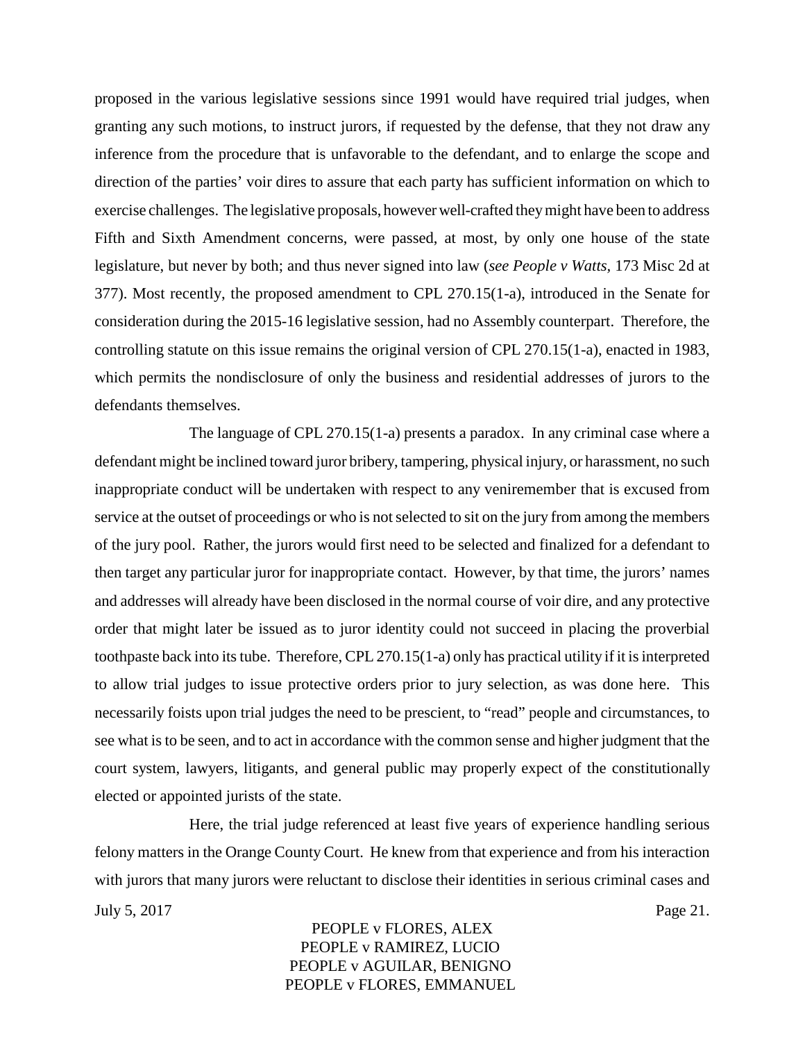proposed in the various legislative sessions since 1991 would have required trial judges, when granting any such motions, to instruct jurors, if requested by the defense, that they not draw any inference from the procedure that is unfavorable to the defendant, and to enlarge the scope and direction of the parties' voir dires to assure that each party has sufficient information on which to exercise challenges. The legislative proposals, however well-crafted they might have been to address Fifth and Sixth Amendment concerns, were passed, at most, by only one house of the state legislature, but never by both; and thus never signed into law (*see People v Watts*, 173 Misc 2d at 377). Most recently, the proposed amendment to CPL 270.15(1-a), introduced in the Senate for consideration during the 2015-16 legislative session, had no Assembly counterpart. Therefore, the controlling statute on this issue remains the original version of CPL 270.15(1-a), enacted in 1983, which permits the nondisclosure of only the business and residential addresses of jurors to the defendants themselves.

The language of CPL 270.15(1-a) presents a paradox. In any criminal case where a defendant might be inclined toward juror bribery, tampering, physical injury, or harassment, no such inappropriate conduct will be undertaken with respect to any veniremember that is excused from service at the outset of proceedings or who is not selected to sit on the jury from among the members of the jury pool. Rather, the jurors would first need to be selected and finalized for a defendant to then target any particular juror for inappropriate contact. However, by that time, the jurors' names and addresses will already have been disclosed in the normal course of voir dire, and any protective order that might later be issued as to juror identity could not succeed in placing the proverbial toothpaste back into its tube. Therefore, CPL 270.15(1-a) only has practical utility if it is interpreted to allow trial judges to issue protective orders prior to jury selection, as was done here. This necessarily foists upon trial judges the need to be prescient, to "read" people and circumstances, to see what is to be seen, and to act in accordance with the common sense and higher judgment that the court system, lawyers, litigants, and general public may properly expect of the constitutionally elected or appointed jurists of the state.

Here, the trial judge referenced at least five years of experience handling serious felony matters in the Orange County Court. He knew from that experience and from his interaction with jurors that many jurors were reluctant to disclose their identities in serious criminal cases and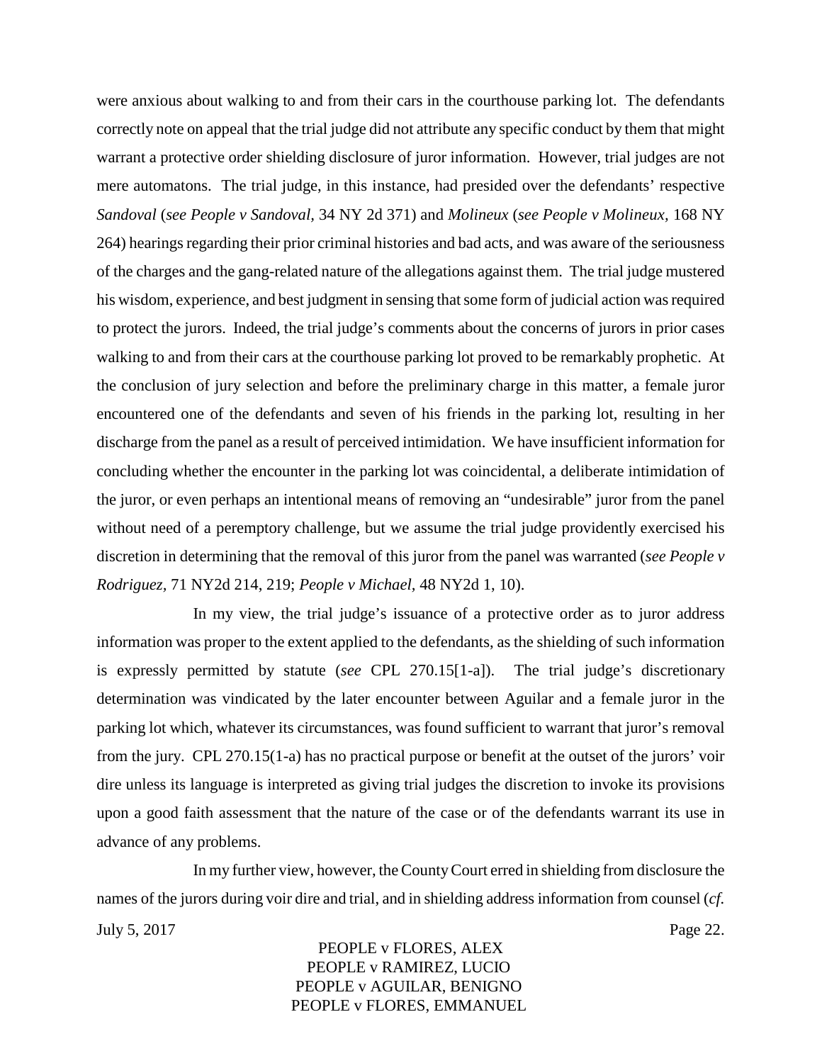were anxious about walking to and from their cars in the courthouse parking lot. The defendants correctly note on appeal that the trial judge did not attribute any specific conduct by them that might warrant a protective order shielding disclosure of juror information. However, trial judges are not mere automatons. The trial judge, in this instance, had presided over the defendants' respective *Sandoval* (*see People v Sandoval,* 34 NY 2d 371) and *Molineux* (*see People v Molineux,* 168 NY 264) hearings regarding their prior criminal histories and bad acts, and was aware of the seriousness of the charges and the gang-related nature of the allegations against them. The trial judge mustered his wisdom, experience, and best judgment in sensing that some form of judicial action was required to protect the jurors. Indeed, the trial judge's comments about the concerns of jurors in prior cases walking to and from their cars at the courthouse parking lot proved to be remarkably prophetic. At the conclusion of jury selection and before the preliminary charge in this matter, a female juror encountered one of the defendants and seven of his friends in the parking lot, resulting in her discharge from the panel as a result of perceived intimidation. We have insufficient information for concluding whether the encounter in the parking lot was coincidental, a deliberate intimidation of the juror, or even perhaps an intentional means of removing an "undesirable" juror from the panel without need of a peremptory challenge, but we assume the trial judge providently exercised his discretion in determining that the removal of this juror from the panel was warranted (*see People v Rodriguez,* 71 NY2d 214, 219; *People v Michael,* 48 NY2d 1, 10).

In my view, the trial judge's issuance of a protective order as to juror address information was proper to the extent applied to the defendants, as the shielding of such information is expressly permitted by statute (*see* CPL 270.15[1-a]). The trial judge's discretionary determination was vindicated by the later encounter between Aguilar and a female juror in the parking lot which, whatever its circumstances, was found sufficient to warrant that juror's removal from the jury. CPL 270.15(1-a) has no practical purpose or benefit at the outset of the jurors' voir dire unless its language is interpreted as giving trial judges the discretion to invoke its provisions upon a good faith assessment that the nature of the case or of the defendants warrant its use in advance of any problems.

In my further view, however, the County Court erred in shielding from disclosure the names of the jurors during voir dire and trial, and in shielding address information from counsel (*cf.*

July 5, 2017

PEOPLE v FLORES, ALEX
PEOPLE v RAMIREZ, LUCIO
PEOPLE v AGUILAR, BENIGNO
PEOPLE v FLORES, EMMANUEL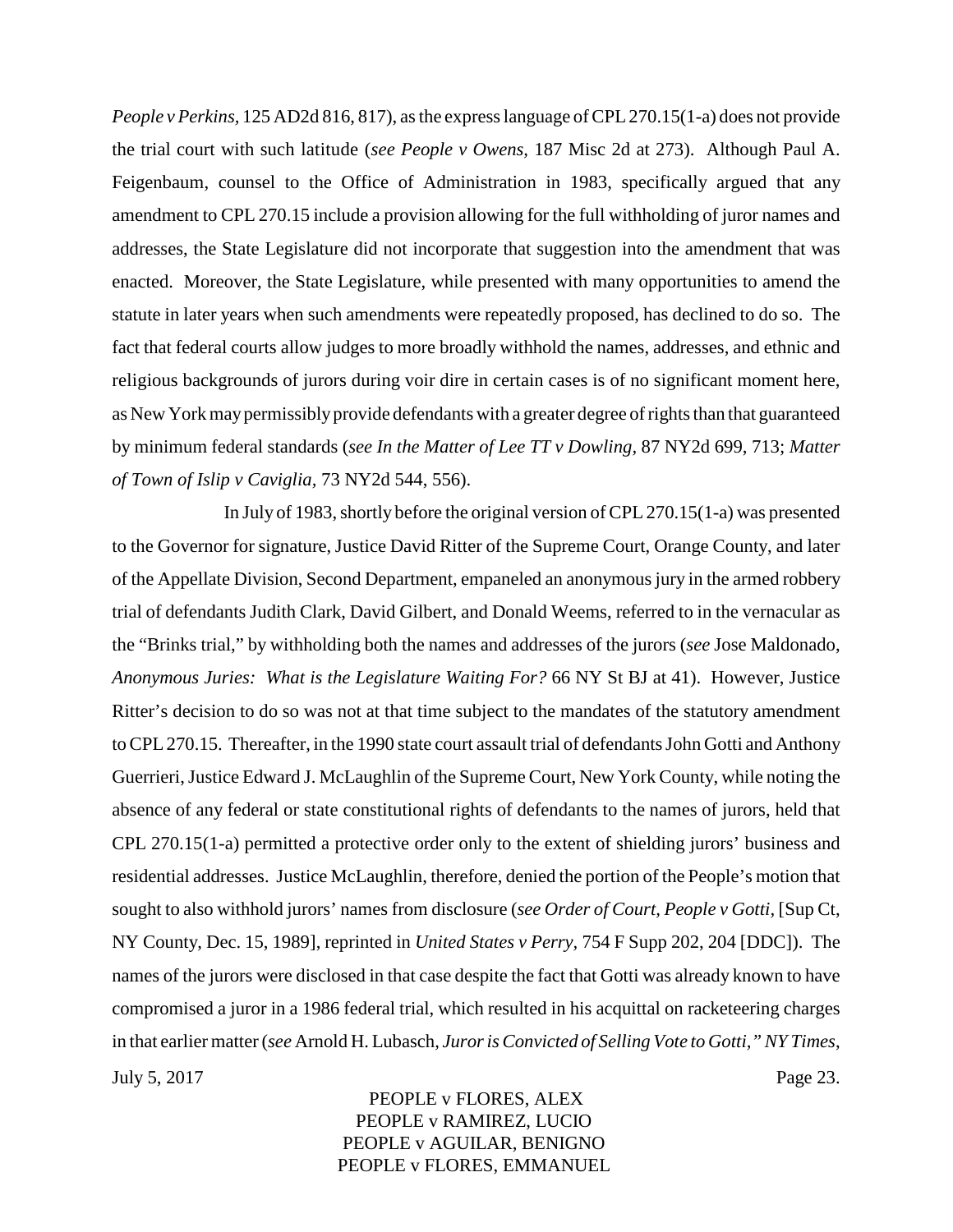*People v Perkins*, 125 AD2d 816, 817), as the express language of CPL 270.15(1-a) does not provide the trial court with such latitude (*see People v Owens*, 187 Misc 2d at 273). Although Paul A. Feigenbaum, counsel to the Office of Administration in 1983, specifically argued that any amendment to CPL 270.15 include a provision allowing for the full withholding of juror names and addresses, the State Legislature did not incorporate that suggestion into the amendment that was enacted. Moreover, the State Legislature, while presented with many opportunities to amend the statute in later years when such amendments were repeatedly proposed, has declined to do so. The fact that federal courts allow judges to more broadly withhold the names, addresses, and ethnic and religious backgrounds of jurors during voir dire in certain cases is of no significant moment here, as New York may permissibly provide defendants with a greater degree of rights than that guaranteed by minimum federal standards (*see In the Matter of Lee TT v Dowling*, 87 NY2d 699, 713; *Matter of Town of Islip v Caviglia*, 73 NY2d 544, 556).

In July of 1983, shortly before the original version of CPL 270.15(1-a) was presented to the Governor for signature, Justice David Ritter of the Supreme Court, Orange County, and later of the Appellate Division, Second Department, empaneled an anonymous jury in the armed robbery trial of defendants Judith Clark, David Gilbert, and Donald Weems, referred to in the vernacular as the "Brinks trial," by withholding both the names and addresses of the jurors (*see* Jose Maldonado, *Anonymous Juries: What is the Legislature Waiting For?* 66 NY St BJ at 41). However, Justice Ritter's decision to do so was not at that time subject to the mandates of the statutory amendment to CPL 270.15. Thereafter, in the 1990 state court assault trial of defendants John Gotti and Anthony Guerrieri, Justice Edward J. McLaughlin of the Supreme Court, New York County, while noting the absence of any federal or state constitutional rights of defendants to the names of jurors, held that CPL 270.15(1-a) permitted a protective order only to the extent of shielding jurors' business and residential addresses. Justice McLaughlin, therefore, denied the portion of the People's motion that sought to also withhold jurors' names from disclosure (*see Order of Court, People v Gotti*, [Sup Ct, NY County, Dec. 15, 1989], reprinted in *United States v Perry*, 754 F Supp 202, 204 [DDC]). The names of the jurors were disclosed in that case despite the fact that Gotti was already known to have compromised a juror in a 1986 federal trial, which resulted in his acquittal on racketeering charges in that earlier matter (*see* Arnold H. Lubasch, *Juror is Convicted of Selling Vote to Gotti," NY Times*,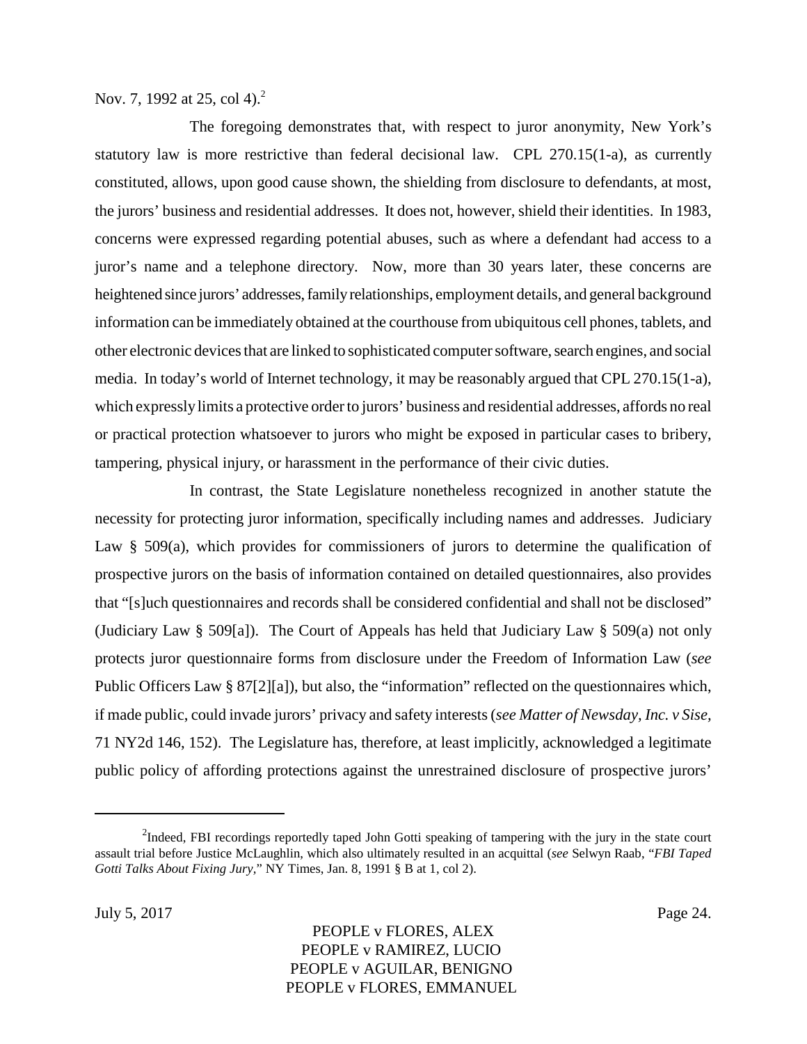Nov. 7, 1992 at 25, col 4).[2]

The foregoing demonstrates that, with respect to juror anonymity, New York's statutory law is more restrictive than federal decisional law. CPL 270.15(1-a), as currently constituted, allows, upon good cause shown, the shielding from disclosure to defendants, at most, the jurors' business and residential addresses. It does not, however, shield their identities. In 1983, concerns were expressed regarding potential abuses, such as where a defendant had access to a juror's name and a telephone directory. Now, more than 30 years later, these concerns are heightened since jurors' addresses, family relationships, employment details, and general background information can be immediately obtained at the courthouse from ubiquitous cell phones, tablets, and other electronic devices that are linked to sophisticated computer software, search engines, and social media. In today's world of Internet technology, it may be reasonably argued that CPL 270.15(1-a), which expressly limits a protective order to jurors' business and residential addresses, affords no real or practical protection whatsoever to jurors who might be exposed in particular cases to bribery, tampering, physical injury, or harassment in the performance of their civic duties.

In contrast, the State Legislature nonetheless recognized in another statute the necessity for protecting juror information, specifically including names and addresses. Judiciary Law § 509(a), which provides for commissioners of jurors to determine the qualification of prospective jurors on the basis of information contained on detailed questionnaires, also provides that "[s]uch questionnaires and records shall be considered confidential and shall not be disclosed" (Judiciary Law § 509[a]). The Court of Appeals has held that Judiciary Law § 509(a) not only protects juror questionnaire forms from disclosure under the Freedom of Information Law (*see* Public Officers Law § 87[2][a]), but also, the "information" reflected on the questionnaires which, if made public, could invade jurors' privacy and safety interests (*see Matter of Newsday, Inc. v Sise*, 71 NY2d 146, 152). The Legislature has, therefore, at least implicitly, acknowledged a legitimate public policy of affording protections against the unrestrained disclosure of prospective jurors'

---

[2] Indeed, FBI recordings reportedly taped John Gotti speaking of tampering with the jury in the state court assault trial before Justice McLaughlin, which also ultimately resulted in an acquittal (*see* Selwyn Raab, "*FBI Taped Gotti Talks About Fixing Jury*," NY Times, Jan. 8, 1991 § B at 1, col 2).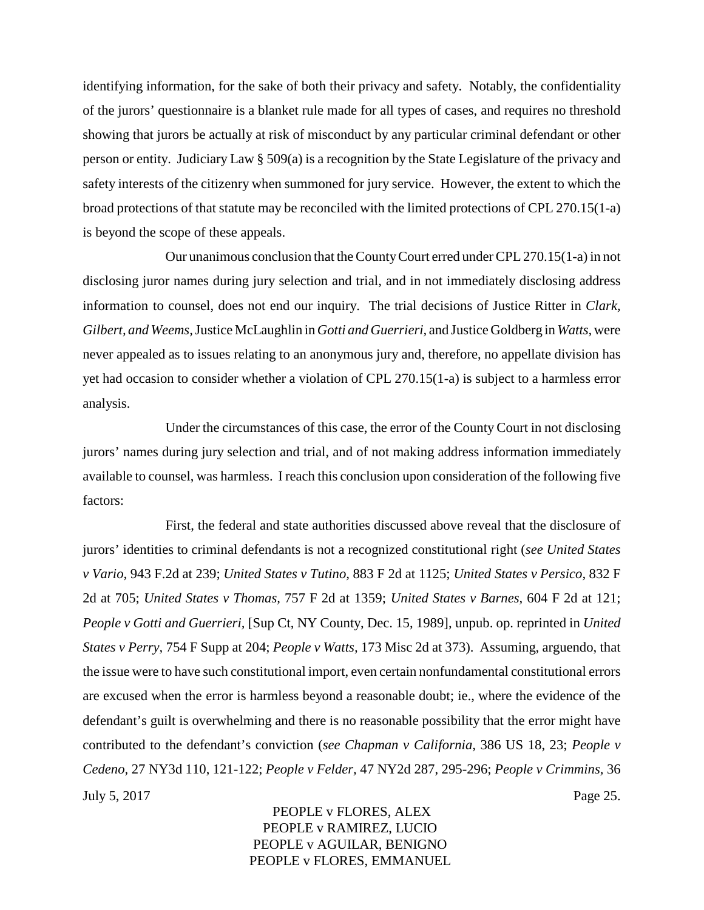identifying information, for the sake of both their privacy and safety. Notably, the confidentiality of the jurors' questionnaire is a blanket rule made for all types of cases, and requires no threshold showing that jurors be actually at risk of misconduct by any particular criminal defendant or other person or entity. Judiciary Law § 509(a) is a recognition by the State Legislature of the privacy and safety interests of the citizenry when summoned for jury service. However, the extent to which the broad protections of that statute may be reconciled with the limited protections of CPL 270.15(1-a) is beyond the scope of these appeals.

Our unanimous conclusion that the County Court erred under CPL 270.15(1-a) in not disclosing juror names during jury selection and trial, and in not immediately disclosing address information to counsel, does not end our inquiry. The trial decisions of Justice Ritter in *Clark, Gilbert, and Weems,* Justice McLaughlin in *Gotti and Guerrieri,* and Justice Goldberg in *Watts,* were never appealed as to issues relating to an anonymous jury and, therefore, no appellate division has yet had occasion to consider whether a violation of CPL 270.15(1-a) is subject to a harmless error analysis.

Under the circumstances of this case, the error of the County Court in not disclosing jurors' names during jury selection and trial, and of not making address information immediately available to counsel, was harmless. I reach this conclusion upon consideration of the following five factors:

First, the federal and state authorities discussed above reveal that the disclosure of jurors' identities to criminal defendants is not a recognized constitutional right (*see United States v Vario*, 943 F.2d at 239; *United States v Tutino,* 883 F 2d at 1125; *United States v Persico*, 832 F 2d at 705; *United States v Thomas,* 757 F 2d at 1359; *United States v Barnes*, 604 F 2d at 121; *People v Gotti and Guerrieri,* [Sup Ct, NY County, Dec. 15, 1989], unpub. op. reprinted in *United States v Perry*, 754 F Supp at 204; *People v Watts,* 173 Misc 2d at 373). Assuming, arguendo, that the issue were to have such constitutional import, even certain nonfundamental constitutional errors are excused when the error is harmless beyond a reasonable doubt; ie., where the evidence of the defendant's guilt is overwhelming and there is no reasonable possibility that the error might have contributed to the defendant's conviction (*see Chapman v California*, 386 US 18, 23; *People v Cedeno*, 27 NY3d 110, 121-122; *People v Felder*, 47 NY2d 287, 295-296; *People v Crimmins*, 36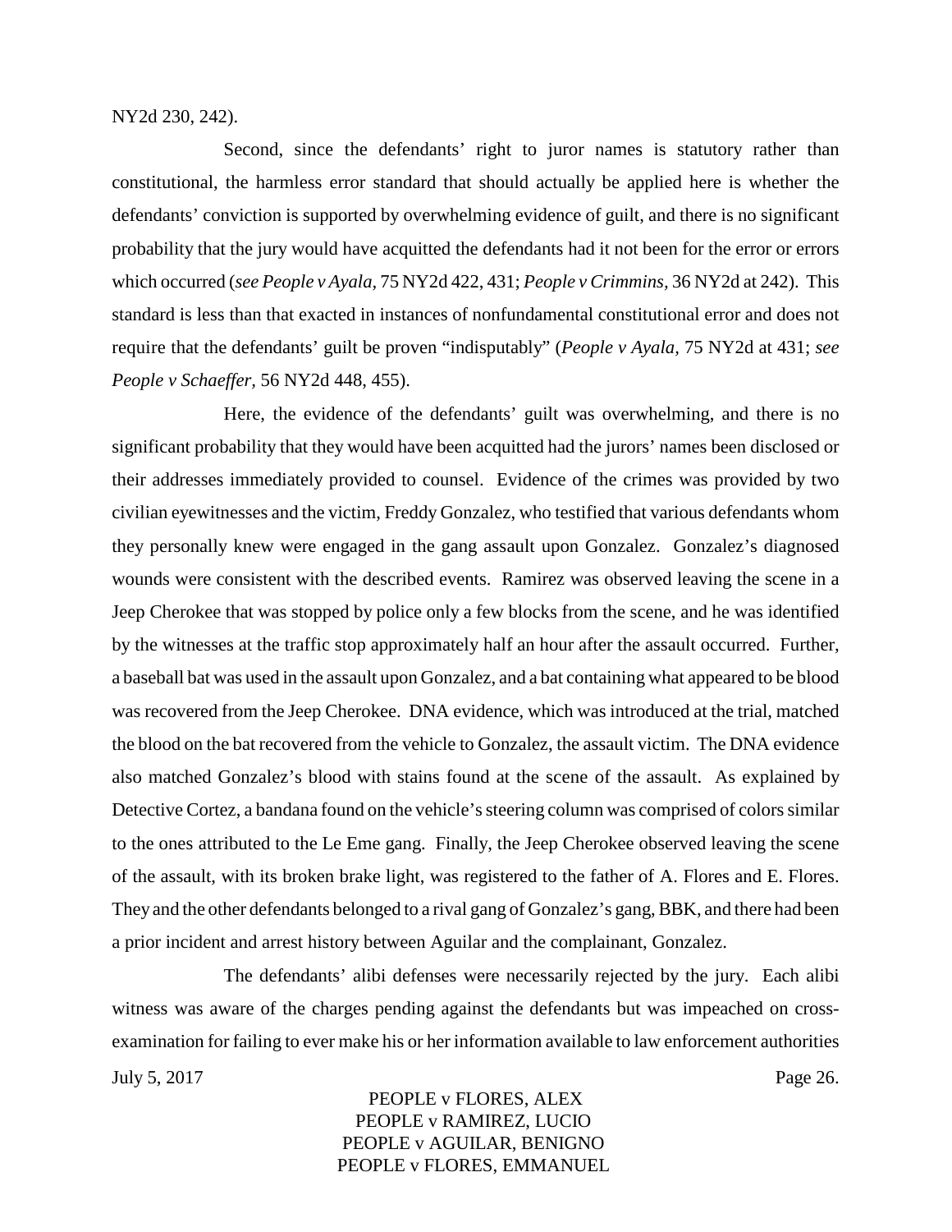NY2d 230, 242).

Second, since the defendants' right to juror names is statutory rather than constitutional, the harmless error standard that should actually be applied here is whether the defendants' conviction is supported by overwhelming evidence of guilt, and there is no significant probability that the jury would have acquitted the defendants had it not been for the error or errors which occurred (*see People v Ayala,* 75 NY2d 422, 431; *People v Crimmins,* 36 NY2d at 242). This standard is less than that exacted in instances of nonfundamental constitutional error and does not require that the defendants' guilt be proven "indisputably" (*People v Ayala,* 75 NY2d at 431; *see People v Schaeffer,* 56 NY2d 448, 455).

Here, the evidence of the defendants' guilt was overwhelming, and there is no significant probability that they would have been acquitted had the jurors' names been disclosed or their addresses immediately provided to counsel. Evidence of the crimes was provided by two civilian eyewitnesses and the victim, Freddy Gonzalez, who testified that various defendants whom they personally knew were engaged in the gang assault upon Gonzalez. Gonzalez's diagnosed wounds were consistent with the described events. Ramirez was observed leaving the scene in a Jeep Cherokee that was stopped by police only a few blocks from the scene, and he was identified by the witnesses at the traffic stop approximately half an hour after the assault occurred. Further, a baseball bat was used in the assault upon Gonzalez, and a bat containing what appeared to be blood was recovered from the Jeep Cherokee. DNA evidence, which was introduced at the trial, matched the blood on the bat recovered from the vehicle to Gonzalez, the assault victim. The DNA evidence also matched Gonzalez's blood with stains found at the scene of the assault. As explained by Detective Cortez, a bandana found on the vehicle's steering column was comprised of colors similar to the ones attributed to the Le Eme gang. Finally, the Jeep Cherokee observed leaving the scene of the assault, with its broken brake light, was registered to the father of A. Flores and E. Flores. They and the other defendants belonged to a rival gang of Gonzalez's gang, BBK, and there had been a prior incident and arrest history between Aguilar and the complainant, Gonzalez.

The defendants' alibi defenses were necessarily rejected by the jury. Each alibi witness was aware of the charges pending against the defendants but was impeached on cross-examination for failing to ever make his or her information available to law enforcement authorities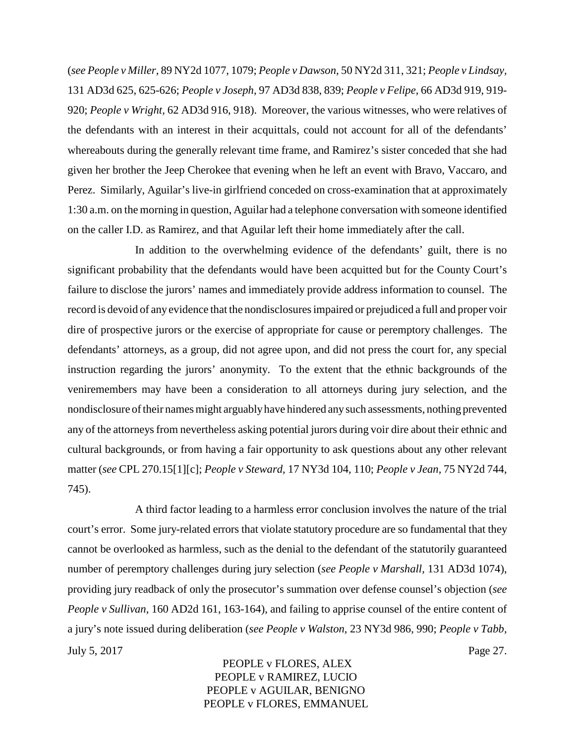(*see People v Miller*, 89 NY2d 1077, 1079; *People v Dawson*, 50 NY2d 311, 321; *People v Lindsay*, 131 AD3d 625, 625-626; *People v Joseph*, 97 AD3d 838, 839; *People v Felipe*, 66 AD3d 919, 919-920; *People v Wright*, 62 AD3d 916, 918). Moreover, the various witnesses, who were relatives of the defendants with an interest in their acquittals, could not account for all of the defendants' whereabouts during the generally relevant time frame, and Ramirez's sister conceded that she had given her brother the Jeep Cherokee that evening when he left an event with Bravo, Vaccaro, and Perez. Similarly, Aguilar's live-in girlfriend conceded on cross-examination that at approximately 1:30 a.m. on the morning in question, Aguilar had a telephone conversation with someone identified on the caller I.D. as Ramirez, and that Aguilar left their home immediately after the call.

In addition to the overwhelming evidence of the defendants' guilt, there is no significant probability that the defendants would have been acquitted but for the County Court's failure to disclose the jurors' names and immediately provide address information to counsel. The record is devoid of any evidence that the nondisclosures impaired or prejudiced a full and proper voir dire of prospective jurors or the exercise of appropriate for cause or peremptory challenges. The defendants' attorneys, as a group, did not agree upon, and did not press the court for, any special instruction regarding the jurors' anonymity. To the extent that the ethnic backgrounds of the veniremembers may have been a consideration to all attorneys during jury selection, and the nondisclosure of their names might arguably have hindered any such assessments, nothing prevented any of the attorneys from nevertheless asking potential jurors during voir dire about their ethnic and cultural backgrounds, or from having a fair opportunity to ask questions about any other relevant matter (*see* CPL 270.15[1][c]; *People v Steward*, 17 NY3d 104, 110; *People v Jean*, 75 NY2d 744, 745).

A third factor leading to a harmless error conclusion involves the nature of the trial court's error. Some jury-related errors that violate statutory procedure are so fundamental that they cannot be overlooked as harmless, such as the denial to the defendant of the statutorily guaranteed number of peremptory challenges during jury selection (*see People v Marshall*, 131 AD3d 1074), providing jury readback of only the prosecutor's summation over defense counsel's objection (*see People v Sullivan*, 160 AD2d 161, 163-164), and failing to apprise counsel of the entire content of a jury's note issued during deliberation (*see People v Walston*, 23 NY3d 986, 990; *People v Tabb*,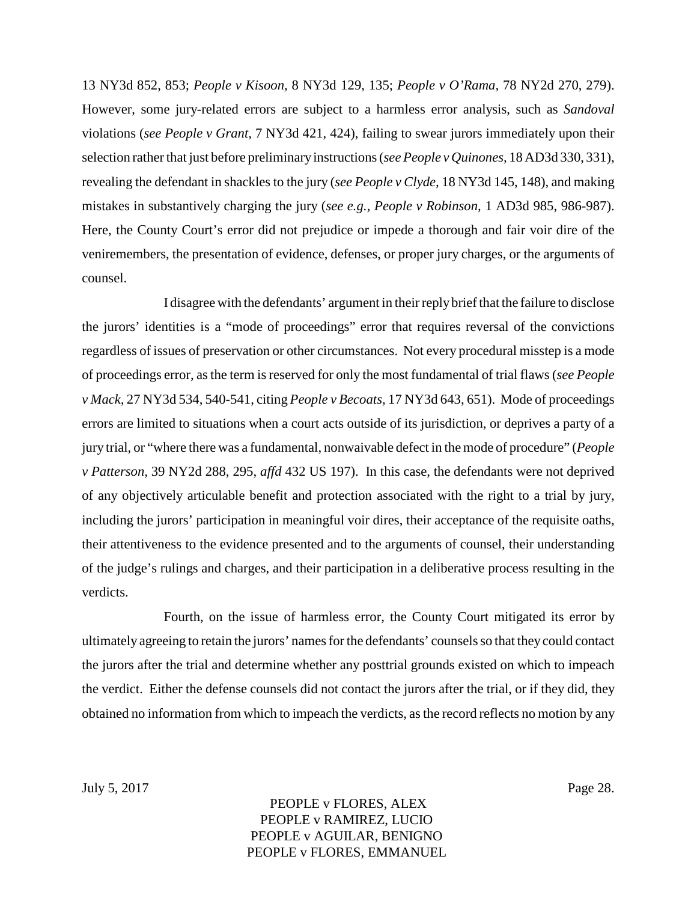13 NY3d 852, 853; *People v Kisoon,* 8 NY3d 129, 135; *People v O'Rama,* 78 NY2d 270, 279). However, some jury-related errors are subject to a harmless error analysis, such as *Sandoval* violations (*see People v Grant,* 7 NY3d 421, 424), failing to swear jurors immediately upon their selection rather that just before preliminary instructions (*see People v Quinones,* 18 AD3d 330, 331), revealing the defendant in shackles to the jury (*see People v Clyde,* 18 NY3d 145, 148), and making mistakes in substantively charging the jury (*see e.g., People v Robinson,* 1 AD3d 985, 986-987). Here, the County Court's error did not prejudice or impede a thorough and fair voir dire of the veniremembers, the presentation of evidence, defenses, or proper jury charges, or the arguments of counsel.

I disagree with the defendants' argument in their reply brief that the failure to disclose the jurors' identities is a "mode of proceedings" error that requires reversal of the convictions regardless of issues of preservation or other circumstances. Not every procedural misstep is a mode of proceedings error, as the term is reserved for only the most fundamental of trial flaws (*see People v Mack,* 27 NY3d 534, 540-541, citing *People v Becoats,* 17 NY3d 643, 651). Mode of proceedings errors are limited to situations when a court acts outside of its jurisdiction, or deprives a party of a jury trial, or "where there was a fundamental, nonwaivable defect in the mode of procedure" (*People v Patterson,* 39 NY2d 288, 295, *affd* 432 US 197). In this case, the defendants were not deprived of any objectively articulable benefit and protection associated with the right to a trial by jury, including the jurors' participation in meaningful voir dires, their acceptance of the requisite oaths, their attentiveness to the evidence presented and to the arguments of counsel, their understanding of the judge's rulings and charges, and their participation in a deliberative process resulting in the verdicts.

Fourth, on the issue of harmless error, the County Court mitigated its error by ultimately agreeing to retain the jurors' names for the defendants' counsels so that they could contact the jurors after the trial and determine whether any posttrial grounds existed on which to impeach the verdict. Either the defense counsels did not contact the jurors after the trial, or if they did, they obtained no information from which to impeach the verdicts, as the record reflects no motion by any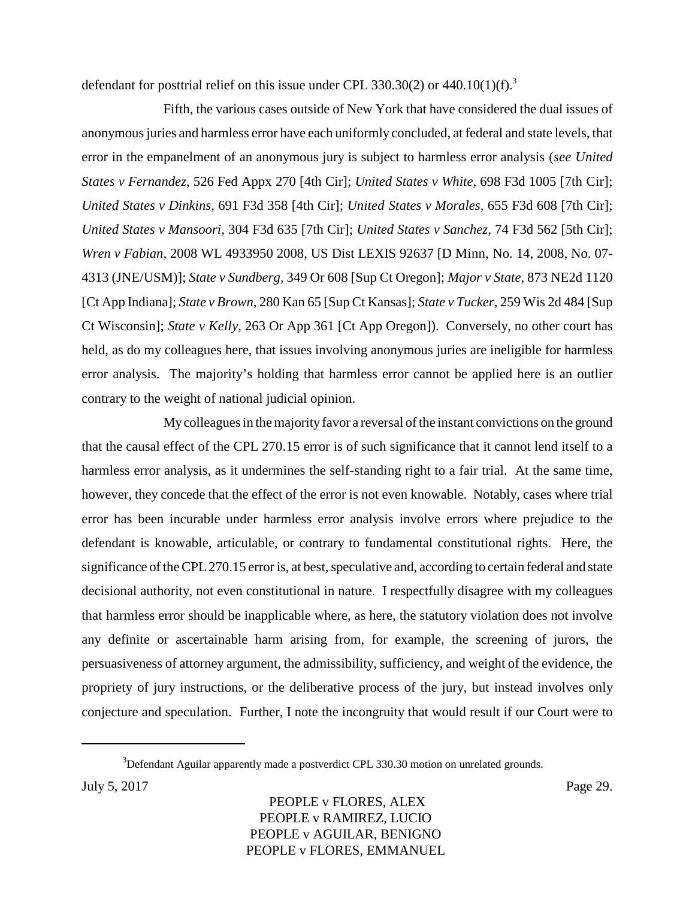defendant for posttrial relief on this issue under CPL 330.30(2) or 440.10(1)(f).[3]

Fifth, the various cases outside of New York that have considered the dual issues of anonymous juries and harmless error have each uniformly concluded, at federal and state levels, that error in the empanelment of an anonymous jury is subject to harmless error analysis (*see United States v Fernandez,* 526 Fed Appx 270 [4th Cir]; *United States v White*, 698 F3d 1005 [7th Cir]; *United States v Dinkins*, 691 F3d 358 [4th Cir]; *United States v Morales,* 655 F3d 608 [7th Cir]; *United States v Mansoori*, 304 F3d 635 [7th Cir]; *United States v Sanchez,* 74 F3d 562 [5th Cir]; *Wren v Fabian,* 2008 WL 4933950 2008, US Dist LEXIS 92637 [D Minn, No. 14, 2008, No. 07-4313 (JNE/USM)]; *State v Sundberg,* 349 Or 608 [Sup Ct Oregon]; *Major v State*, 873 NE2d 1120 [Ct App Indiana]; *State v Brown,* 280 Kan 65 [Sup Ct Kansas]; *State v Tucker,* 259 Wis 2d 484 [Sup Ct Wisconsin]; *State v Kelly,* 263 Or App 361 [Ct App Oregon]). Conversely, no other court has held, as do my colleagues here, that issues involving anonymous juries are ineligible for harmless error analysis. The majority's holding that harmless error cannot be applied here is an outlier contrary to the weight of national judicial opinion.

My colleagues in the majority favor a reversal of the instant convictions on the ground that the causal effect of the CPL 270.15 error is of such significance that it cannot lend itself to a harmless error analysis, as it undermines the self-standing right to a fair trial. At the same time, however, they concede that the effect of the error is not even knowable. Notably, cases where trial error has been incurable under harmless error analysis involve errors where prejudice to the defendant is knowable, articulable, or contrary to fundamental constitutional rights. Here, the significance of the CPL 270.15 error is, at best, speculative and, according to certain federal and state decisional authority, not even constitutional in nature. I respectfully disagree with my colleagues that harmless error should be inapplicable where, as here, the statutory violation does not involve any definite or ascertainable harm arising from, for example, the screening of jurors, the persuasiveness of attorney argument, the admissibility, sufficiency, and weight of the evidence, the propriety of jury instructions, or the deliberative process of the jury, but instead involves only conjecture and speculation. Further, I note the incongruity that would result if our Court were to

[3] Defendant Aguilar apparently made a postverdict CPL 330.30 motion on unrelated grounds.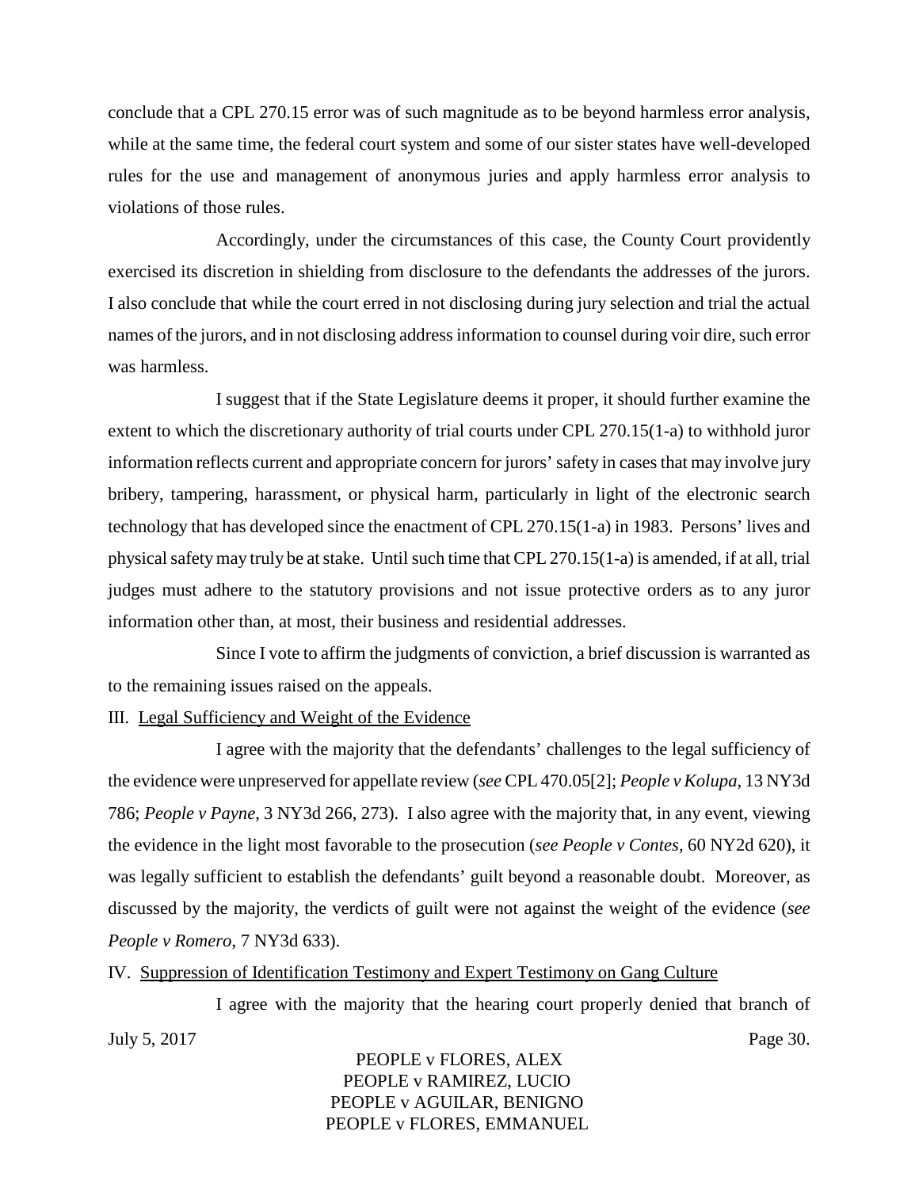conclude that a CPL 270.15 error was of such magnitude as to be beyond harmless error analysis, while at the same time, the federal court system and some of our sister states have well-developed rules for the use and management of anonymous juries and apply harmless error analysis to violations of those rules.

Accordingly, under the circumstances of this case, the County Court providently exercised its discretion in shielding from disclosure to the defendants the addresses of the jurors. I also conclude that while the court erred in not disclosing during jury selection and trial the actual names of the jurors, and in not disclosing address information to counsel during voir dire, such error was harmless.

I suggest that if the State Legislature deems it proper, it should further examine the extent to which the discretionary authority of trial courts under CPL 270.15(1-a) to withhold juror information reflects current and appropriate concern for jurors' safety in cases that may involve jury bribery, tampering, harassment, or physical harm, particularly in light of the electronic search technology that has developed since the enactment of CPL 270.15(1-a) in 1983. Persons' lives and physical safety may truly be at stake. Until such time that CPL 270.15(1-a) is amended, if at all, trial judges must adhere to the statutory provisions and not issue protective orders as to any juror information other than, at most, their business and residential addresses.

Since I vote to affirm the judgments of conviction, a brief discussion is warranted as to the remaining issues raised on the appeals.

III. <u>Legal Sufficiency and Weight of the Evidence</u>

I agree with the majority that the defendants' challenges to the legal sufficiency of the evidence were unpreserved for appellate review (*see* CPL 470.05[2]; *People v Kolupa*, 13 NY3d 786; *People v Payne*, 3 NY3d 266, 273). I also agree with the majority that, in any event, viewing the evidence in the light most favorable to the prosecution (*see People v Contes*, 60 NY2d 620), it was legally sufficient to establish the defendants' guilt beyond a reasonable doubt. Moreover, as discussed by the majority, the verdicts of guilt were not against the weight of the evidence (*see People v Romero*, 7 NY3d 633).

IV. <u>Suppression of Identification Testimony and Expert Testimony on Gang Culture</u>

I agree with the majority that the hearing court properly denied that branch of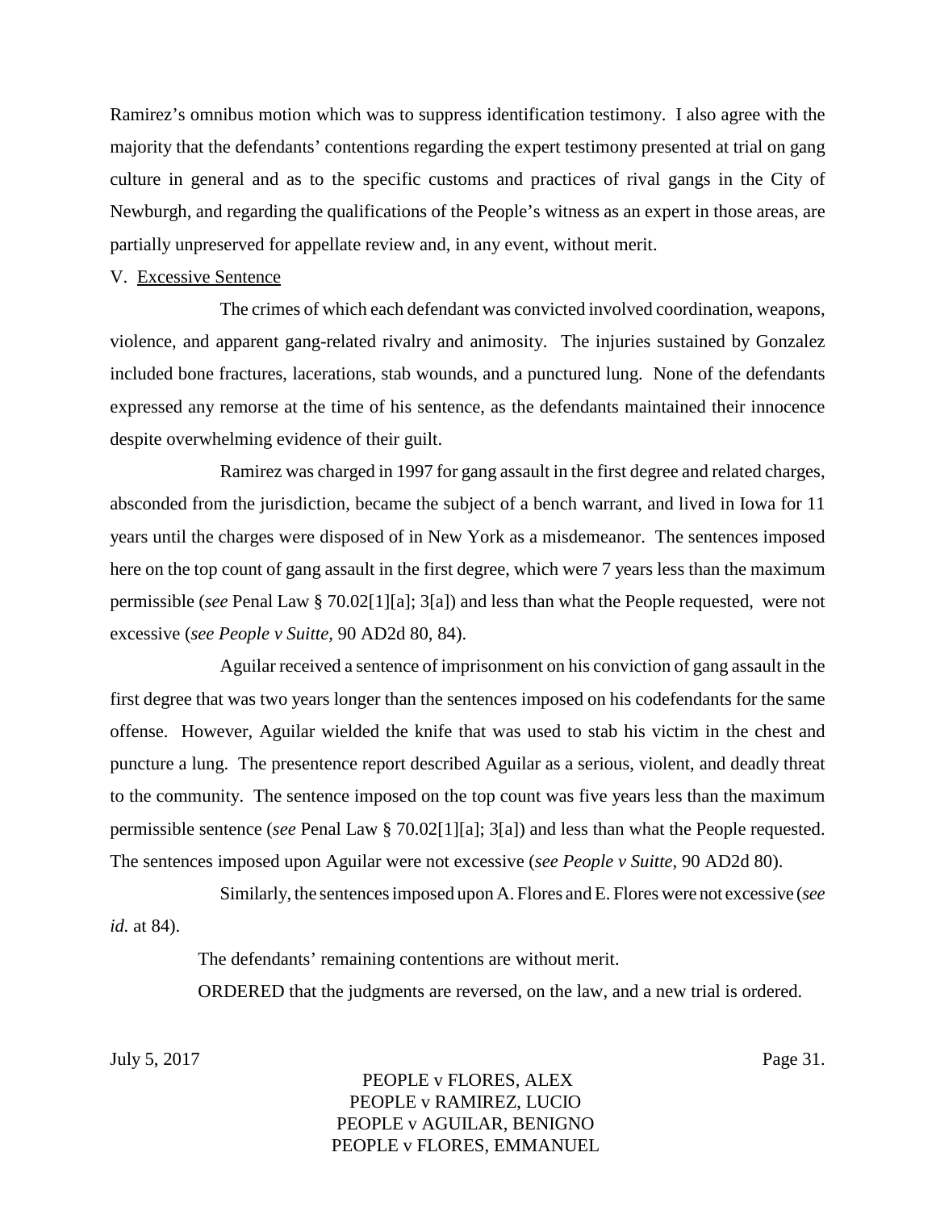Ramirez's omnibus motion which was to suppress identification testimony. I also agree with the majority that the defendants' contentions regarding the expert testimony presented at trial on gang culture in general and as to the specific customs and practices of rival gangs in the City of Newburgh, and regarding the qualifications of the People's witness as an expert in those areas, are partially unpreserved for appellate review and, in any event, without merit.

V. Excessive Sentence

The crimes of which each defendant was convicted involved coordination, weapons, violence, and apparent gang-related rivalry and animosity. The injuries sustained by Gonzalez included bone fractures, lacerations, stab wounds, and a punctured lung. None of the defendants expressed any remorse at the time of his sentence, as the defendants maintained their innocence despite overwhelming evidence of their guilt.

Ramirez was charged in 1997 for gang assault in the first degree and related charges, absconded from the jurisdiction, became the subject of a bench warrant, and lived in Iowa for 11 years until the charges were disposed of in New York as a misdemeanor. The sentences imposed here on the top count of gang assault in the first degree, which were 7 years less than the maximum permissible (*see* Penal Law § 70.02[1][a]; 3[a]) and less than what the People requested, were not excessive (*see People v Suitte*, 90 AD2d 80, 84).

Aguilar received a sentence of imprisonment on his conviction of gang assault in the first degree that was two years longer than the sentences imposed on his codefendants for the same offense. However, Aguilar wielded the knife that was used to stab his victim in the chest and puncture a lung. The presentence report described Aguilar as a serious, violent, and deadly threat to the community. The sentence imposed on the top count was five years less than the maximum permissible sentence (*see* Penal Law § 70.02[1][a]; 3[a]) and less than what the People requested. The sentences imposed upon Aguilar were not excessive (*see People v Suitte*, 90 AD2d 80).

Similarly, the sentences imposed upon A. Flores and E. Flores were not excessive (*see id.* at 84).

The defendants' remaining contentions are without merit.

ORDERED that the judgments are reversed, on the law, and a new trial is ordered.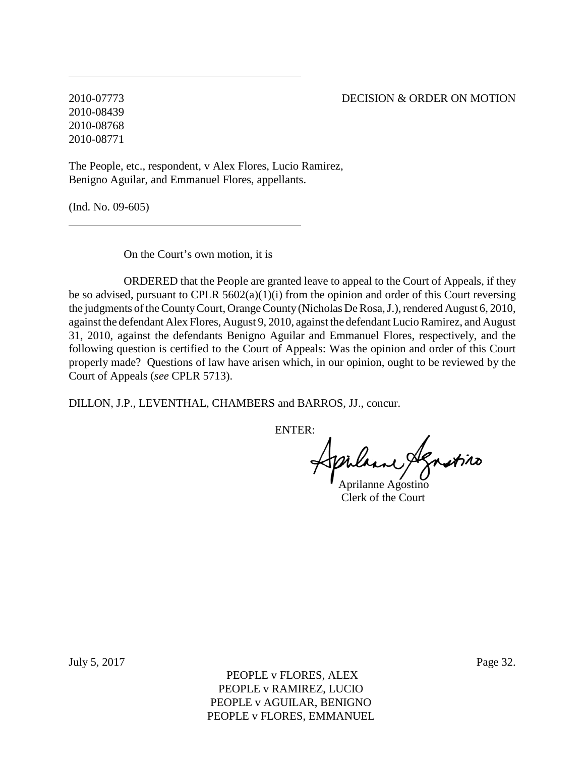2010-07773
2010-08439
2010-08768
2010-08771

DECISION & ORDER ON MOTION

The People, etc., respondent, v Alex Flores, Lucio Ramirez, Benigno Aguilar, and Emmanuel Flores, appellants.

(Ind. No. 09-605)

On the Court's own motion, it is

ORDERED that the People are granted leave to appeal to the Court of Appeals, if they be so advised, pursuant to CPLR 5602(a)(1)(i) from the opinion and order of this Court reversing the judgments of the County Court, Orange County (Nicholas De Rosa, J.), rendered August 6, 2010, against the defendant Alex Flores, August 9, 2010, against the defendant Lucio Ramirez, and August 31, 2010, against the defendants Benigno Aguilar and Emmanuel Flores, respectively, and the following question is certified to the Court of Appeals: Was the opinion and order of this Court properly made? Questions of law have arisen which, in our opinion, ought to be reviewed by the Court of Appeals (*see* CPLR 5713).

DILLON, J.P., LEVENTHAL, CHAMBERS and BARROS, JJ., concur.

ENTER:

Aprilanne Agostino
Clerk of the Court

July 5, 2017

PEOPLE v FLORES, ALEX
PEOPLE v RAMIREZ, LUCIO
PEOPLE v AGUILAR, BENIGNO
PEOPLE v FLORES, EMMANUEL